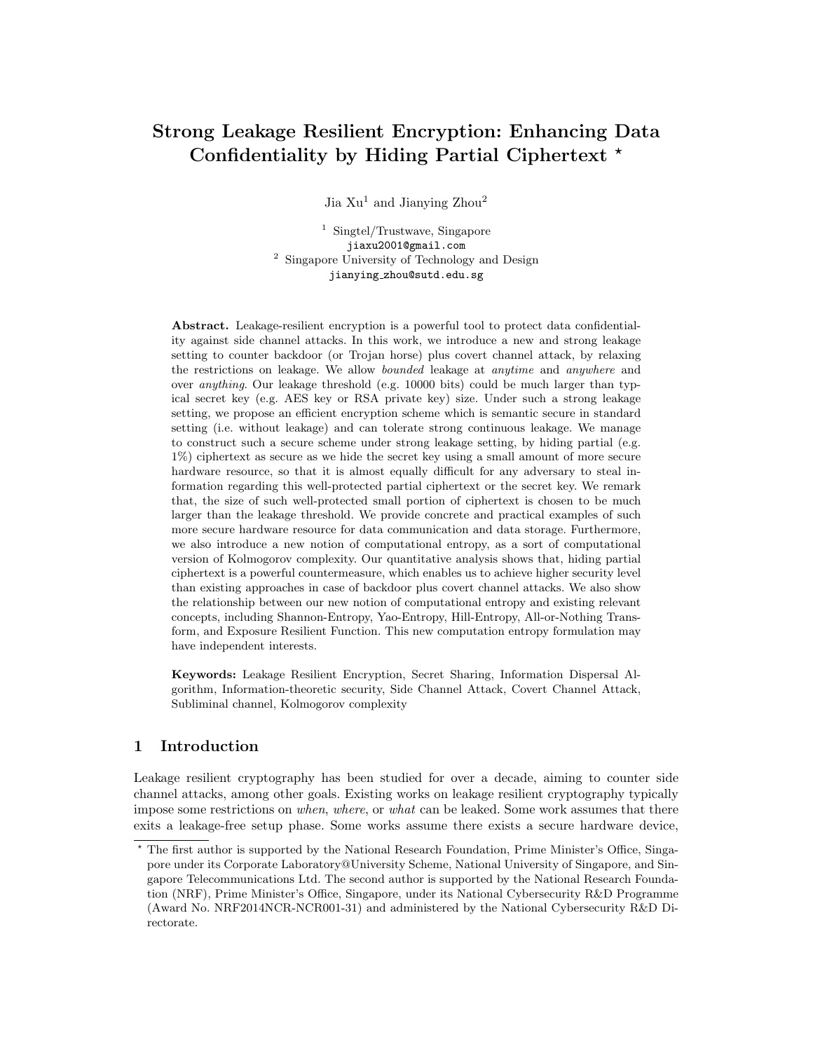# Strong Leakage Resilient Encryption: Enhancing Data Confidentiality by Hiding Partial Ciphertext *

Jia Xu[1] and Jianying Zhou[2]

[1] Singtel/Trustwave, Singapore
jiaxu2001@gmail.com
[2] Singapore University of Technology and Design
jianying_zhou@sutd.edu.sg

**Abstract.** Leakage-resilient encryption is a powerful tool to protect data confidentiality against side channel attacks. In this work, we introduce a new and strong leakage setting to counter backdoor (or Trojan horse) plus covert channel attack, by relaxing the restrictions on leakage. We allow *bounded* leakage at *anytime* and *anywhere* and over *anything*. Our leakage threshold (e.g. 10000 bits) could be much larger than typical secret key (e.g. AES key or RSA private key) size. Under such a strong leakage setting, we propose an efficient encryption scheme which is semantic secure in standard setting (i.e. without leakage) and can tolerate strong continuous leakage. We manage to construct such a secure scheme under strong leakage setting, by hiding partial (e.g. 1%) ciphertext as secure as we hide the secret key using a small amount of more secure hardware resource, so that it is almost equally difficult for any adversary to steal information regarding this well-protected partial ciphertext or the secret key. We remark that, the size of such well-protected small portion of ciphertext is chosen to be much larger than the leakage threshold. We provide concrete and practical examples of such more secure hardware resource for data communication and data storage. Furthermore, we also introduce a new notion of computational entropy, as a sort of computational version of Kolmogorov complexity. Our quantitative analysis shows that, hiding partial ciphertext is a powerful countermeasure, which enables us to achieve higher security level than existing approaches in case of backdoor plus covert channel attacks. We also show the relationship between our new notion of computational entropy and existing relevant concepts, including Shannon-Entropy, Yao-Entropy, Hill-Entropy, All-or-Nothing Transform, and Exposure Resilient Function. This new computation entropy formulation may have independent interests.

**Keywords:** Leakage Resilient Encryption, Secret Sharing, Information Dispersal Algorithm, Information-theoretic security, Side Channel Attack, Covert Channel Attack, Subliminal channel, Kolmogorov complexity

## 1 Introduction

Leakage resilient cryptography has been studied for over a decade, aiming to counter side channel attacks, among other goals. Existing works on leakage resilient cryptography typically impose some restrictions on *when*, *where*, or *what* can be leaked. Some work assumes that there exits a leakage-free setup phase. Some works assume there exists a secure hardware device,

* The first author is supported by the National Research Foundation, Prime Minister's Office, Singapore under its Corporate Laboratory@University Scheme, National University of Singapore, and Singapore Telecommunications Ltd. The second author is supported by the National Research Foundation (NRF), Prime Minister's Office, Singapore, under its National Cybersecurity R&D Programme (Award No. NRF2014NCR-NCR001-31) and administered by the National Cybersecurity R&D Directorate.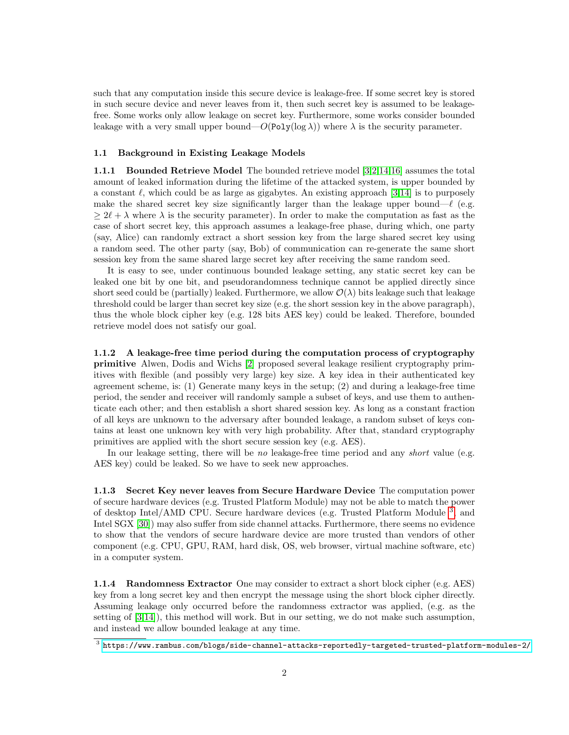such that any computation inside this secure device is leakage-free. If some secret key is stored in such secure device and never leaves from it, then such secret key is assumed to be leakage-free. Some works only allow leakage on secret key. Furthermore, some works consider bounded leakage with a very small upper bound—$O(\texttt{Poly}(\log \lambda))$ where $\lambda$ is the security parameter.

### 1.1 Background in Existing Leakage Models

**1.1.1 Bounded Retrieve Model** The bounded retrieve model [3,2,14,16] assumes the total amount of leaked information during the lifetime of the attacked system, is upper bounded by a constant $\ell$, which could be as large as gigabytes. An existing approach [3,14] is to purposely make the shared secret key size significantly larger than the leakage upper bound—$\ell$ (e.g. $\geq 2\ell + \lambda$ where $\lambda$ is the security parameter). In order to make the computation as fast as the case of short secret key, this approach assumes a leakage-free phase, during which, one party (say, Alice) can randomly extract a short session key from the large shared secret key using a random seed. The other party (say, Bob) of communication can re-generate the same short session key from the same shared large secret key after receiving the same random seed.

It is easy to see, under continuous bounded leakage setting, any static secret key can be leaked one bit by one bit, and pseudorandomness technique cannot be applied directly since short seed could be (partially) leaked. Furthermore, we allow $\mathcal{O}(\lambda)$ bits leakage such that leakage threshold could be larger than secret key size (e.g. the short session key in the above paragraph), thus the whole block cipher key (e.g. 128 bits AES key) could be leaked. Therefore, bounded retrieve model does not satisfy our goal.

**1.1.2 A leakage-free time period during the computation process of cryptography primitive** Alwen, Dodis and Wichs [2] proposed several leakage resilient cryptography primitives with flexible (and possibly very large) key size. A key idea in their authenticated key agreement scheme, is: (1) Generate many keys in the setup; (2) and during a leakage-free time period, the sender and receiver will randomly sample a subset of keys, and use them to authenticate each other; and then establish a short shared session key. As long as a constant fraction of all keys are unknown to the adversary after bounded leakage, a random subset of keys contains at least one unknown key with very high probability. After that, standard cryptography primitives are applied with the short secure session key (e.g. AES).

In our leakage setting, there will be *no* leakage-free time period and any *short* value (e.g. AES key) could be leaked. So we have to seek new approaches.

**1.1.3 Secret Key never leaves from Secure Hardware Device** The computation power of secure hardware devices (e.g. Trusted Platform Module) may not be able to match the power of desktop Intel/AMD CPU. Secure hardware devices (e.g. Trusted Platform Module [3], and Intel SGX [30]) may also suffer from side channel attacks. Furthermore, there seems no evidence to show that the vendors of secure hardware device are more trusted than vendors of other component (e.g. CPU, GPU, RAM, hard disk, OS, web browser, virtual machine software, etc) in a computer system.

**1.1.4 Randomness Extractor** One may consider to extract a short block cipher (e.g. AES) key from a long secret key and then encrypt the message using the short block cipher directly. Assuming leakage only occurred before the randomness extractor was applied, (e.g. as the setting of [3,14]), this method will work. But in our setting, we do not make such assumption, and instead we allow bounded leakage at any time.

[3] https://www.rambus.com/blogs/side-channel-attacks-reportedly-targeted-trusted-platform-modules-2/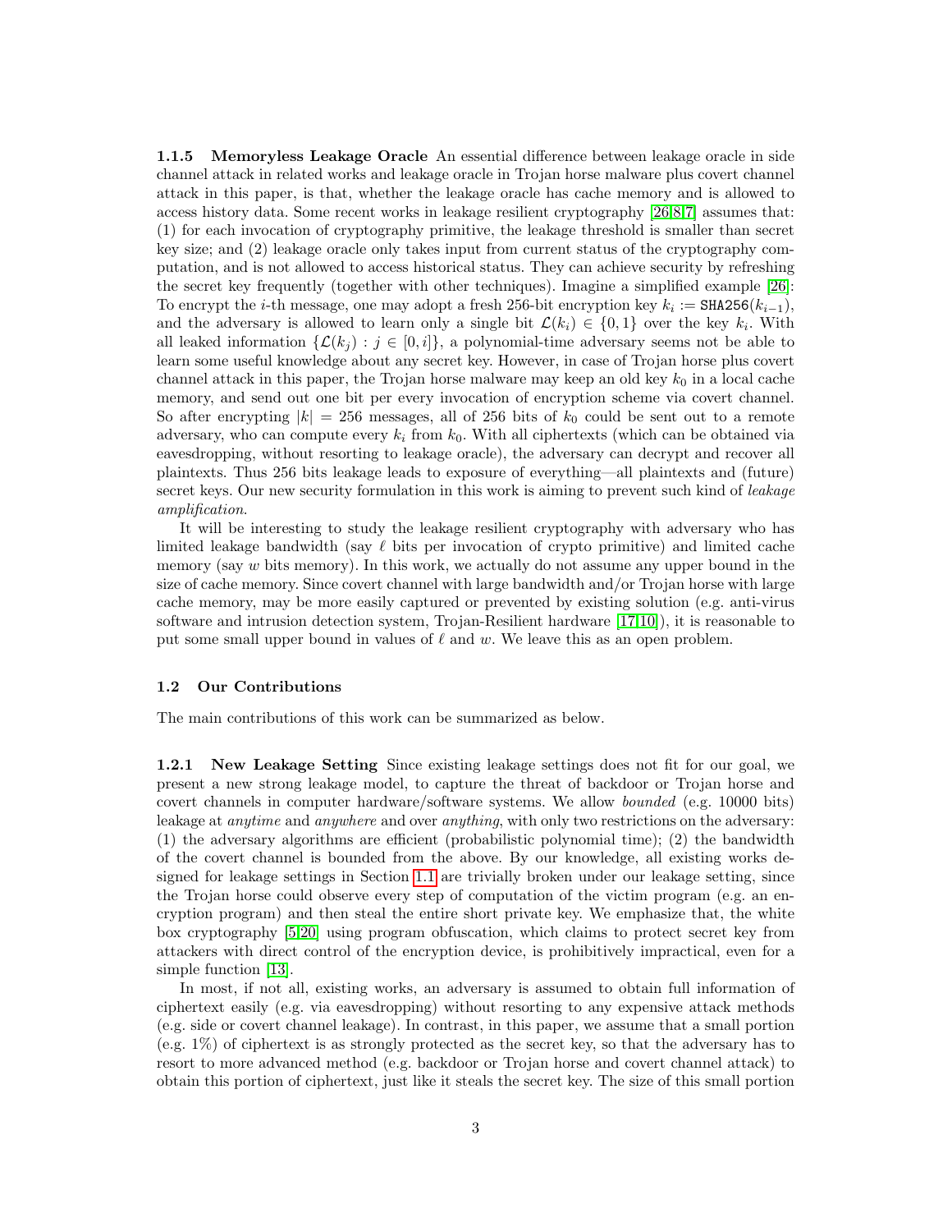#### 1.1.5 Memoryless Leakage Oracle

An essential difference between leakage oracle in side channel attack in related works and leakage oracle in Trojan horse malware plus covert channel attack in this paper, is that, whether the leakage oracle has cache memory and is allowed to access history data. Some recent works in leakage resilient cryptography [26,8,7] assumes that: (1) for each invocation of cryptography primitive, the leakage threshold is smaller than secret key size; and (2) leakage oracle only takes input from current status of the cryptography computation, and is not allowed to access historical status. They can achieve security by refreshing the secret key frequently (together with other techniques). Imagine a simplified example [26]: To encrypt the $i$-th message, one may adopt a fresh 256-bit encryption key $k_i := \mathtt{SHA256}(k_{i-1})$, and the adversary is allowed to learn only a single bit $\mathcal{L}(k_i) \in \{0,1\}$ over the key $k_i$. With all leaked information $\{\mathcal{L}(k_j) : j \in [0,i]\}$, a polynomial-time adversary seems not be able to learn some useful knowledge about any secret key. However, in case of Trojan horse plus covert channel attack in this paper, the Trojan horse malware may keep an old key $k_0$ in a local cache memory, and send out one bit per every invocation of encryption scheme via covert channel. So after encrypting $|k| = 256$ messages, all of 256 bits of $k_0$ could be sent out to a remote adversary, who can compute every $k_i$ from $k_0$. With all ciphertexts (which can be obtained via eavesdropping, without resorting to leakage oracle), the adversary can decrypt and recover all plaintexts. Thus 256 bits leakage leads to exposure of everything—all plaintexts and (future) secret keys. Our new security formulation in this work is aiming to prevent such kind of *leakage amplification*.

It will be interesting to study the leakage resilient cryptography with adversary who has limited leakage bandwidth (say $\ell$ bits per invocation of crypto primitive) and limited cache memory (say $w$ bits memory). In this work, we actually do not assume any upper bound in the size of cache memory. Since covert channel with large bandwidth and/or Trojan horse with large cache memory, may be more easily captured or prevented by existing solution (e.g. anti-virus software and intrusion detection system, Trojan-Resilient hardware [17,10]), it is reasonable to put some small upper bound in values of $\ell$ and $w$. We leave this as an open problem.

### 1.2 Our Contributions

The main contributions of this work can be summarized as below.

#### 1.2.1 New Leakage Setting

Since existing leakage settings does not fit for our goal, we present a new strong leakage model, to capture the threat of backdoor or Trojan horse and covert channels in computer hardware/software systems. We allow *bounded* (e.g. 10000 bits) leakage at *anytime* and *anywhere* and over *anything*, with only two restrictions on the adversary: (1) the adversary algorithms are efficient (probabilistic polynomial time); (2) the bandwidth of the covert channel is bounded from the above. By our knowledge, all existing works designed for leakage settings in Section 1.1 are trivially broken under our leakage setting, since the Trojan horse could observe every step of computation of the victim program (e.g. an encryption program) and then steal the entire short private key. We emphasize that, the white box cryptography [5,20] using program obfuscation, which claims to protect secret key from attackers with direct control of the encryption device, is prohibitively impractical, even for a simple function [13].

In most, if not all, existing works, an adversary is assumed to obtain full information of ciphertext easily (e.g. via eavesdropping) without resorting to any expensive attack methods (e.g. side or covert channel leakage). In contrast, in this paper, we assume that a small portion (e.g. 1%) of ciphertext is as strongly protected as the secret key, so that the adversary has to resort to more advanced method (e.g. backdoor or Trojan horse and covert channel attack) to obtain this portion of ciphertext, just like it steals the secret key. The size of this small portion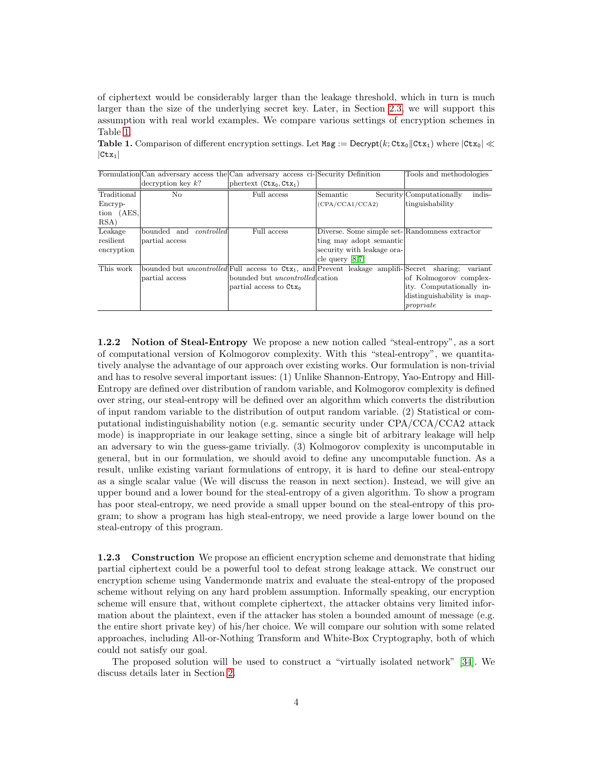of ciphertext would be considerably larger than the leakage threshold, which in turn is much larger than the size of the underlying secret key. Later, in Section 2.3, we will support this assumption with real world examples. We compare various settings of encryption schemes in Table 1.

**Table 1.** Comparison of different encryption settings. Let $\texttt{Msg} := \mathsf{Decrypt}(k; \texttt{Ctx}_0 \| \texttt{Ctx}_1)$ where $|\texttt{Ctx}_0| \ll |\texttt{Ctx}_1|$

| Formulation | Can adversary access the decryption key $k$? | Can adversary access ciphertext $(\texttt{Ctx}_0, \texttt{Ctx}_1)$ | Security Definition | Tools and methodologies |
|---|---|---|---|---|
| Traditional Encryption (AES, RSA) | No | Full access | Semantic Security (CPA/CCA1/CCA2) | Computationally indistinguishability |
| Leakage resilient encryption | bounded and *controlled* partial access | Full access | Diverse. Some simple setting may adopt semantic security with leakage oracle query [8,7] | Randomness extractor |
| This work | bounded but *uncontrolled* partial access | Full access to $\texttt{Ctx}_1$, and bounded but *uncontrolled* partial access to $\texttt{Ctx}_0$ | Prevent leakage amplification | Secret sharing; variant of Kolmogorov complexity. Computationally indistinguishability is *inappropriate* |

#### 1.2.2 Notion of Steal-Entropy

We propose a new notion called "steal-entropy", as a sort of computational version of Kolmogorov complexity. With this "steal-entropy", we quantitatively analyse the advantage of our approach over existing works. Our formulation is non-trivial and has to resolve several important issues: (1) Unlike Shannon-Entropy, Yao-Entropy and Hill-Entropy are defined over distribution of random variable, and Kolmogorov complexity is defined over string, our steal-entropy will be defined over an algorithm which converts the distribution of input random variable to the distribution of output random variable. (2) Statistical or computational indistinguishability notion (e.g. semantic security under CPA/CCA/CCA2 attack mode) is inappropriate in our leakage setting, since a single bit of arbitrary leakage will help an adversary to win the guess-game trivially. (3) Kolmogorov complexity is uncomputable in general, but in our formulation, we should avoid to define any uncomputable function. As a result, unlike existing variant formulations of entropy, it is hard to define our steal-entropy as a single scalar value (We will discuss the reason in next section). Instead, we will give an upper bound and a lower bound for the steal-entropy of a given algorithm. To show a program has poor steal-entropy, we need provide a small upper bound on the steal-entropy of this program; to show a program has high steal-entropy, we need provide a large lower bound on the steal-entropy of this program.

#### 1.2.3 Construction

We propose an efficient encryption scheme and demonstrate that hiding partial ciphertext could be a powerful tool to defeat strong leakage attack. We construct our encryption scheme using Vandermonde matrix and evaluate the steal-entropy of the proposed scheme without relying on any hard problem assumption. Informally speaking, our encryption scheme will ensure that, without complete ciphertext, the attacker obtains very limited information about the plaintext, even if the attacker has stolen a bounded amount of message (e.g. the entire short private key) of his/her choice. We will compare our solution with some related approaches, including All-or-Nothing Transform and White-Box Cryptography, both of which could not satisfy our goal.

The proposed solution will be used to construct a "virtually isolated network" [34]. We discuss details later in Section 2.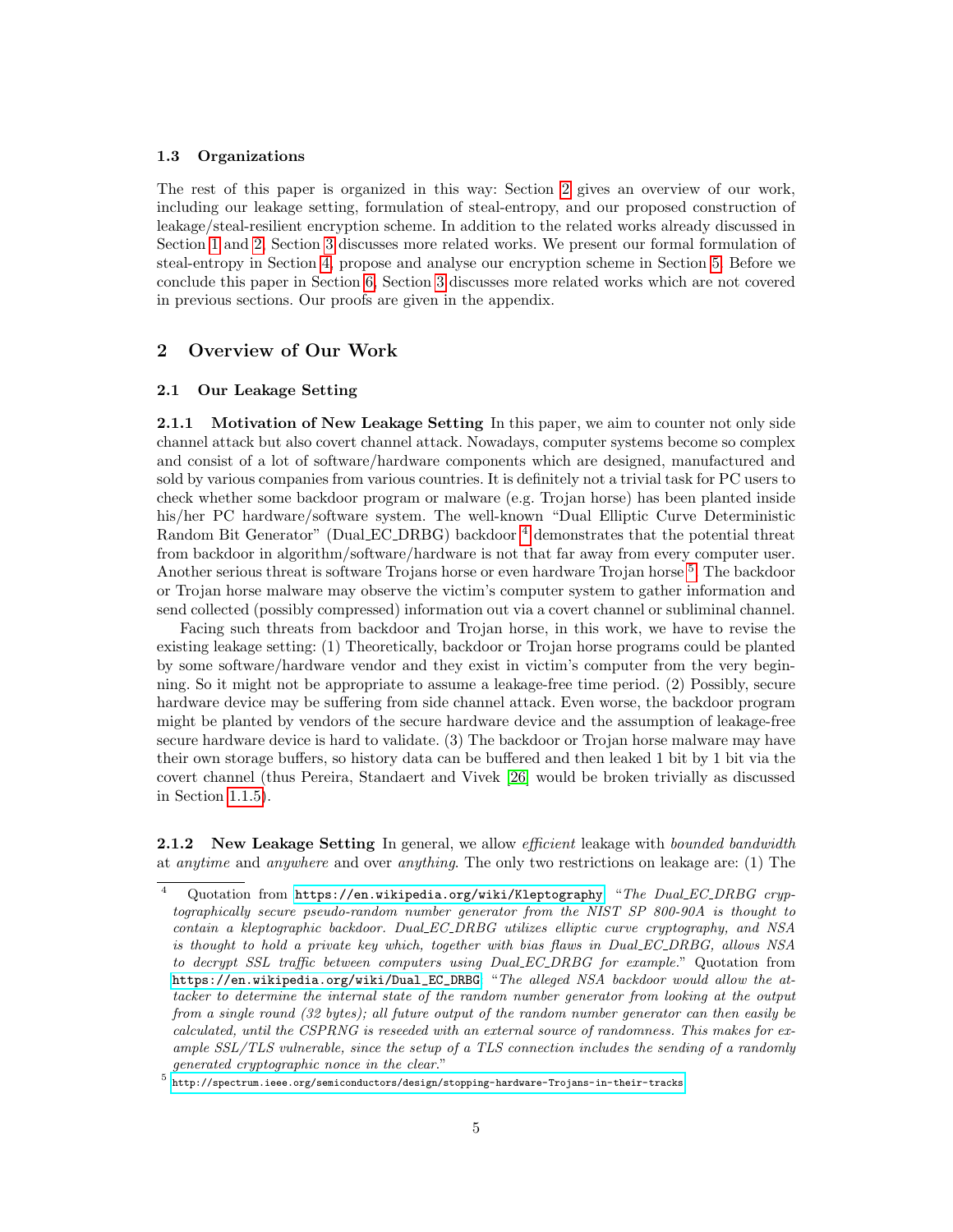### 1.3 Organizations

The rest of this paper is organized in this way: Section 2 gives an overview of our work, including our leakage setting, formulation of steal-entropy, and our proposed construction of leakage/steal-resilient encryption scheme. In addition to the related works already discussed in Section 1 and 2, Section 3 discusses more related works. We present our formal formulation of steal-entropy in Section 4, propose and analyse our encryption scheme in Section 5. Before we conclude this paper in Section 6, Section 3 discusses more related works which are not covered in previous sections. Our proofs are given in the appendix.

## 2 Overview of Our Work

### 2.1 Our Leakage Setting

**2.1.1 Motivation of New Leakage Setting** In this paper, we aim to counter not only side channel attack but also covert channel attack. Nowadays, computer systems become so complex and consist of a lot of software/hardware components which are designed, manufactured and sold by various companies from various countries. It is definitely not a trivial task for PC users to check whether some backdoor program or malware (e.g. Trojan horse) has been planted inside his/her PC hardware/software system. The well-known "Dual Elliptic Curve Deterministic Random Bit Generator" (Dual_EC_DRBG) backdoor [4] demonstrates that the potential threat from backdoor in algorithm/software/hardware is not that far away from every computer user. Another serious threat is software Trojans horse or even hardware Trojan horse [5]. The backdoor or Trojan horse malware may observe the victim's computer system to gather information and send collected (possibly compressed) information out via a covert channel or subliminal channel.

Facing such threats from backdoor and Trojan horse, in this work, we have to revise the existing leakage setting: (1) Theoretically, backdoor or Trojan horse programs could be planted by some software/hardware vendor and they exist in victim's computer from the very beginning. So it might not be appropriate to assume a leakage-free time period. (2) Possibly, secure hardware device may be suffering from side channel attack. Even worse, the backdoor program might be planted by vendors of the secure hardware device and the assumption of leakage-free secure hardware device is hard to validate. (3) The backdoor or Trojan horse malware may have their own storage buffers, so history data can be buffered and then leaked 1 bit by 1 bit via the covert channel (thus Pereira, Standaert and Vivek [26] would be broken trivially as discussed in Section 1.1.5).

**2.1.2 New Leakage Setting** In general, we allow *efficient* leakage with *bounded bandwidth* at *anytime* and *anywhere* and over *anything*. The only two restrictions on leakage are: (1) The

[4] Quotation from https://en.wikipedia.org/wiki/Kleptography: "*The Dual_EC_DRBG cryptographically secure pseudo-random number generator from the NIST SP 800-90A is thought to contain a kleptographic backdoor. Dual_EC_DRBG utilizes elliptic curve cryptography, and NSA is thought to hold a private key which, together with bias flaws in Dual_EC_DRBG, allows NSA to decrypt SSL traffic between computers using Dual_EC_DRBG for example.*" Quotation from https://en.wikipedia.org/wiki/Dual_EC_DRBG: "*The alleged NSA backdoor would allow the attacker to determine the internal state of the random number generator from looking at the output from a single round (32 bytes); all future output of the random number generator can then easily be calculated, until the CSPRNG is reseeded with an external source of randomness. This makes for example SSL/TLS vulnerable, since the setup of a TLS connection includes the sending of a randomly generated cryptographic nonce in the clear.*"

[5] http://spectrum.ieee.org/semiconductors/design/stopping-hardware-Trojans-in-their-tracks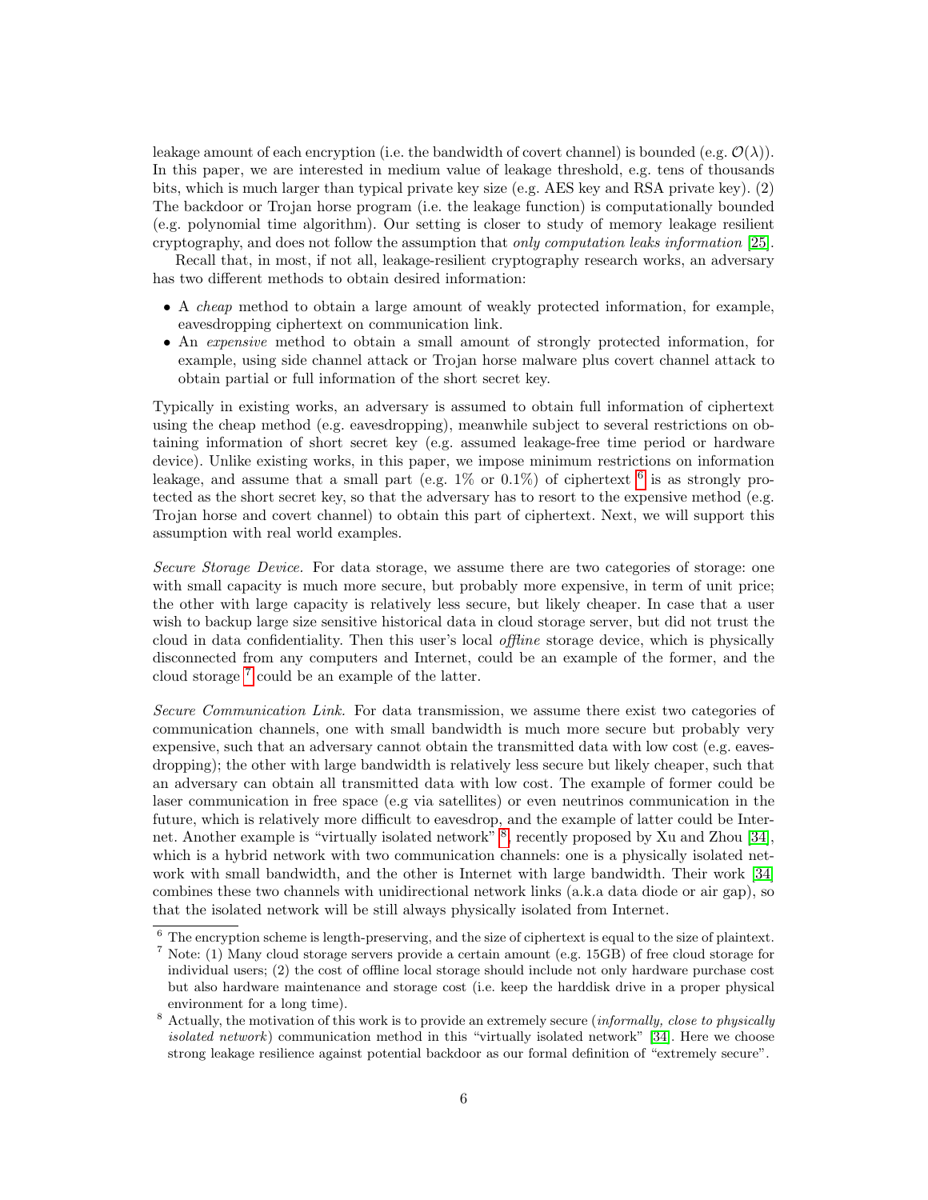leakage amount of each encryption (i.e. the bandwidth of covert channel) is bounded (e.g. $\mathcal{O}(\lambda)$). In this paper, we are interested in medium value of leakage threshold, e.g. tens of thousands bits, which is much larger than typical private key size (e.g. AES key and RSA private key). (2) The backdoor or Trojan horse program (i.e. the leakage function) is computationally bounded (e.g. polynomial time algorithm). Our setting is closer to study of memory leakage resilient cryptography, and does not follow the assumption that *only computation leaks information* [25].

Recall that, in most, if not all, leakage-resilient cryptography research works, an adversary has two different methods to obtain desired information:

- A *cheap* method to obtain a large amount of weakly protected information, for example, eavesdropping ciphertext on communication link.
- An *expensive* method to obtain a small amount of strongly protected information, for example, using side channel attack or Trojan horse malware plus covert channel attack to obtain partial or full information of the short secret key.

Typically in existing works, an adversary is assumed to obtain full information of ciphertext using the cheap method (e.g. eavesdropping), meanwhile subject to several restrictions on obtaining information of short secret key (e.g. assumed leakage-free time period or hardware device). Unlike existing works, in this paper, we impose minimum restrictions on information leakage, and assume that a small part (e.g. 1% or 0.1%) of ciphertext [6] is as strongly protected as the short secret key, so that the adversary has to resort to the expensive method (e.g. Trojan horse and covert channel) to obtain this part of ciphertext. Next, we will support this assumption with real world examples.

*Secure Storage Device.* For data storage, we assume there are two categories of storage: one with small capacity is much more secure, but probably more expensive, in term of unit price; the other with large capacity is relatively less secure, but likely cheaper. In case that a user wish to backup large size sensitive historical data in cloud storage server, but did not trust the cloud in data confidentiality. Then this user's local *offline* storage device, which is physically disconnected from any computers and Internet, could be an example of the former, and the cloud storage [7] could be an example of the latter.

*Secure Communication Link.* For data transmission, we assume there exist two categories of communication channels, one with small bandwidth is much more secure but probably very expensive, such that an adversary cannot obtain the transmitted data with low cost (e.g. eavesdropping); the other with large bandwidth is relatively less secure but likely cheaper, such that an adversary can obtain all transmitted data with low cost. The example of former could be laser communication in free space (e.g via satellites) or even neutrinos communication in the future, which is relatively more difficult to eavesdrop, and the example of latter could be Internet. Another example is "virtually isolated network" [8], recently proposed by Xu and Zhou [34], which is a hybrid network with two communication channels: one is a physically isolated network with small bandwidth, and the other is Internet with large bandwidth. Their work [34] combines these two channels with unidirectional network links (a.k.a data diode or air gap), so that the isolated network will be still always physically isolated from Internet.

[6] The encryption scheme is length-preserving, and the size of ciphertext is equal to the size of plaintext.

[7] Note: (1) Many cloud storage servers provide a certain amount (e.g. 15GB) of free cloud storage for individual users; (2) the cost of offline local storage should include not only hardware purchase cost but also hardware maintenance and storage cost (i.e. keep the harddisk drive in a proper physical environment for a long time).

[8] Actually, the motivation of this work is to provide an extremely secure (*informally, close to physically isolated network*) communication method in this "virtually isolated network" [34]. Here we choose strong leakage resilience against potential backdoor as our formal definition of "extremely secure".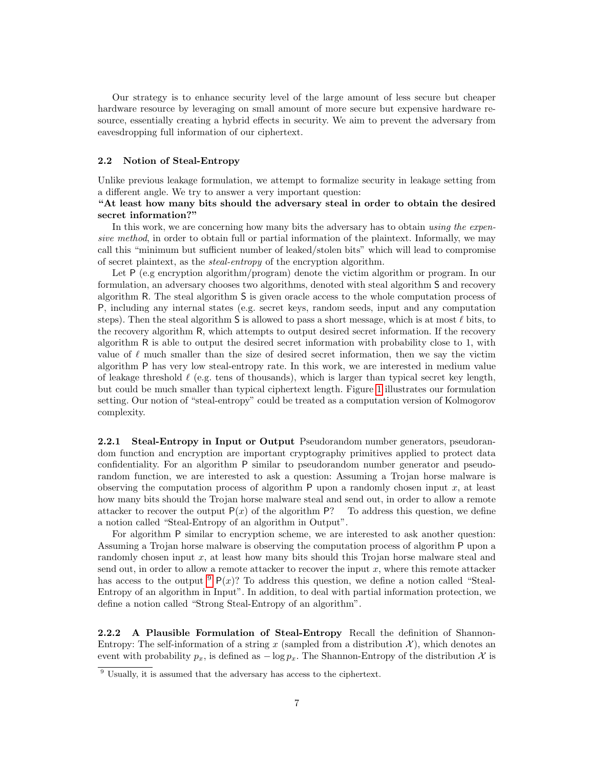Our strategy is to enhance security level of the large amount of less secure but cheaper hardware resource by leveraging on small amount of more secure but expensive hardware resource, essentially creating a hybrid effects in security. We aim to prevent the adversary from eavesdropping full information of our ciphertext.

### 2.2 Notion of Steal-Entropy

Unlike previous leakage formulation, we attempt to formalize security in leakage setting from a different angle. We try to answer a very important question:

**"At least how many bits should the adversary steal in order to obtain the desired secret information?"**

In this work, we are concerning how many bits the adversary has to obtain *using the expensive method*, in order to obtain full or partial information of the plaintext. Informally, we may call this "minimum but sufficient number of leaked/stolen bits" which will lead to compromise of secret plaintext, as the *steal-entropy* of the encryption algorithm.

Let $\mathsf{P}$ (e.g encryption algorithm/program) denote the victim algorithm or program. In our formulation, an adversary chooses two algorithms, denoted with steal algorithm $\mathsf{S}$ and recovery algorithm $\mathsf{R}$. The steal algorithm $\mathsf{S}$ is given oracle access to the whole computation process of $\mathsf{P}$, including any internal states (e.g. secret keys, random seeds, input and any computation steps). Then the steal algorithm $\mathsf{S}$ is allowed to pass a short message, which is at most $\ell$ bits, to the recovery algorithm $\mathsf{R}$, which attempts to output desired secret information. If the recovery algorithm $\mathsf{R}$ is able to output the desired secret information with probability close to 1, with value of $\ell$ much smaller than the size of desired secret information, then we say the victim algorithm $\mathsf{P}$ has very low steal-entropy rate. In this work, we are interested in medium value of leakage threshold $\ell$ (e.g. tens of thousands), which is larger than typical secret key length, but could be much smaller than typical ciphertext length. Figure 1 illustrates our formulation setting. Our notion of "steal-entropy" could be treated as a computation version of Kolmogorov complexity.

#### 2.2.1 Steal-Entropy in Input or Output

Pseudorandom number generators, pseudorandom function and encryption are important cryptography primitives applied to protect data confidentiality. For an algorithm $\mathsf{P}$ similar to pseudorandom number generator and pseudorandom function, we are interested to ask a question: Assuming a Trojan horse malware is observing the computation process of algorithm $\mathsf{P}$ upon a randomly chosen input $x$, at least how many bits should the Trojan horse malware steal and send out, in order to allow a remote attacker to recover the output $\mathsf{P}(x)$ of the algorithm $\mathsf{P}$? To address this question, we define a notion called "Steal-Entropy of an algorithm in Output".

For algorithm $\mathsf{P}$ similar to encryption scheme, we are interested to ask another question: Assuming a Trojan horse malware is observing the computation process of algorithm $\mathsf{P}$ upon a randomly chosen input $x$, at least how many bits should this Trojan horse malware steal and send out, in order to allow a remote attacker to recover the input $x$, where this remote attacker has access to the output [9] $\mathsf{P}(x)$? To address this question, we define a notion called "Steal-Entropy of an algorithm in Input". In addition, to deal with partial information protection, we define a notion called "Strong Steal-Entropy of an algorithm".

#### 2.2.2 A Plausible Formulation of Steal-Entropy

Recall the definition of Shannon-Entropy: The self-information of a string $x$ (sampled from a distribution $\mathcal{X}$), which denotes an event with probability $p_x$, is defined as $-\log p_x$. The Shannon-Entropy of the distribution $\mathcal{X}$ is

[9] Usually, it is assumed that the adversary has access to the ciphertext.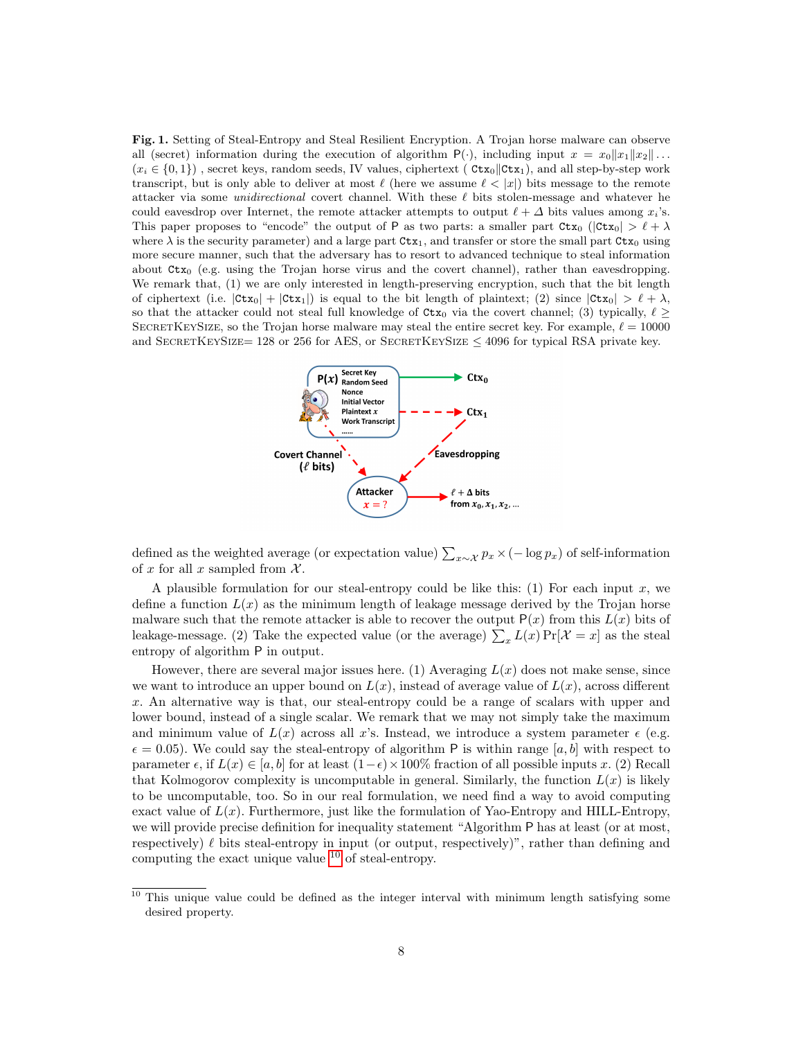**Fig. 1.** Setting of Steal-Entropy and Steal Resilient Encryption. A Trojan horse malware can observe all (secret) information during the execution of algorithm $\mathsf{P}(\cdot)$, including input $x = x_0 \| x_1 \| x_2 \| \ldots$ ($x_i \in \{0,1\}$) , secret keys, random seeds, IV values, ciphertext ( $\mathtt{Ctx}_0 \| \mathtt{Ctx}_1$), and all step-by-step work transcript, but is only able to deliver at most $\ell$ (here we assume $\ell < |x|$) bits message to the remote attacker via some *unidirectional* covert channel. With these $\ell$ bits stolen-message and whatever he could eavesdrop over Internet, the remote attacker attempts to output $\ell + \Delta$ bits values among $x_i$'s. This paper proposes to "encode" the output of $\mathsf{P}$ as two parts: a smaller part $\mathtt{Ctx}_0$ ($|\mathtt{Ctx}_0| > \ell + \lambda$ where $\lambda$ is the security parameter) and a large part $\mathtt{Ctx}_1$, and transfer or store the small part $\mathtt{Ctx}_0$ using more secure manner, such that the adversary has to resort to advanced technique to steal information about $\mathtt{Ctx}_0$ (e.g. using the Trojan horse virus and the covert channel), rather than eavesdropping. We remark that, (1) we are only interested in length-preserving encryption, such that the bit length of ciphertext (i.e. $|\mathtt{Ctx}_0| + |\mathtt{Ctx}_1|$) is equal to the bit length of plaintext; (2) since $|\mathtt{Ctx}_0| > \ell + \lambda$, so that the attacker could not steal full knowledge of $\mathtt{Ctx}_0$ via the covert channel; (3) typically, $\ell \geq$ SecretKeySize, so the Trojan horse malware may steal the entire secret key. For example, $\ell = 10000$ and SecretKeySize= 128 or 256 for AES, or SecretKeySize $\leq 4096$ for typical RSA private key.

defined as the weighted average (or expectation value) $\sum_{x \sim \mathcal{X}} p_x \times (-\log p_x)$ of self-information of $x$ for all $x$ sampled from $\mathcal{X}$.

A plausible formulation for our steal-entropy could be like this: (1) For each input $x$, we define a function $L(x)$ as the minimum length of leakage message derived by the Trojan horse malware such that the remote attacker is able to recover the output $\mathsf{P}(x)$ from this $L(x)$ bits of leakage-message. (2) Take the expected value (or the average) $\sum_x L(x) \Pr[\mathcal{X} = x]$ as the steal entropy of algorithm $\mathsf{P}$ in output.

However, there are several major issues here. (1) Averaging $L(x)$ does not make sense, since we want to introduce an upper bound on $L(x)$, instead of average value of $L(x)$, across different $x$. An alternative way is that, our steal-entropy could be a range of scalars with upper and lower bound, instead of a single scalar. We remark that we may not simply take the maximum and minimum value of $L(x)$ across all $x$'s. Instead, we introduce a system parameter $\epsilon$ (e.g. $\epsilon = 0.05$). We could say the steal-entropy of algorithm $\mathsf{P}$ is within range $[a, b]$ with respect to parameter $\epsilon$, if $L(x) \in [a, b]$ for at least $(1-\epsilon) \times 100\%$ fraction of all possible inputs $x$. (2) Recall that Kolmogorov complexity is uncomputable in general. Similarly, the function $L(x)$ is likely to be uncomputable, too. So in our real formulation, we need find a way to avoid computing exact value of $L(x)$. Furthermore, just like the formulation of Yao-Entropy and HILL-Entropy, we will provide precise definition for inequality statement "Algorithm $\mathsf{P}$ has at least (or at most, respectively) $\ell$ bits steal-entropy in input (or output, respectively)", rather than defining and computing the exact unique value [10] of steal-entropy.

[10] This unique value could be defined as the integer interval with minimum length satisfying some desired property.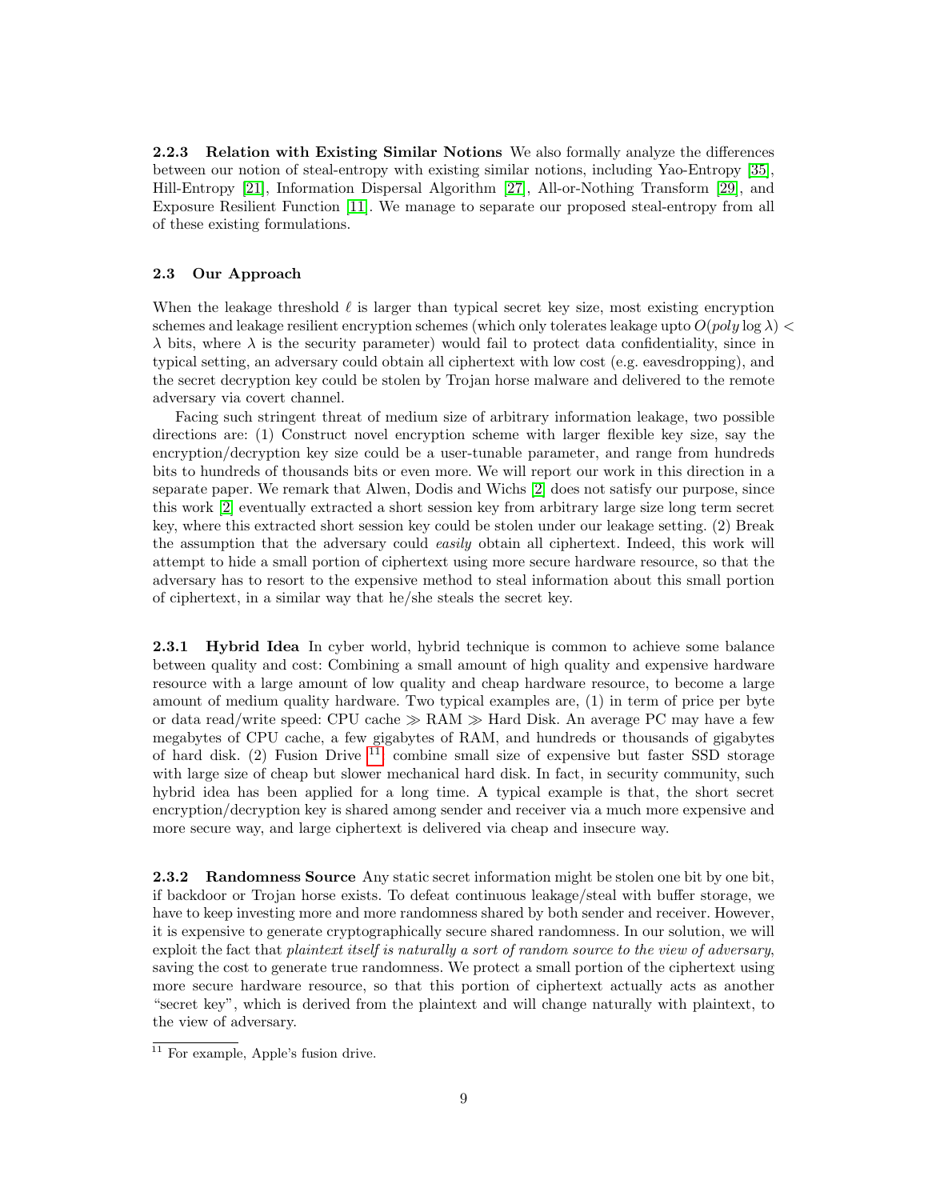#### 2.2.3 Relation with Existing Similar Notions

We also formally analyze the differences between our notion of steal-entropy with existing similar notions, including Yao-Entropy [35], Hill-Entropy [21], Information Dispersal Algorithm [27], All-or-Nothing Transform [29], and Exposure Resilient Function [11]. We manage to separate our proposed steal-entropy from all of these existing formulations.

### 2.3 Our Approach

When the leakage threshold $\ell$ is larger than typical secret key size, most existing encryption schemes and leakage resilient encryption schemes (which only tolerates leakage upto $O(poly \log \lambda) < \lambda$ bits, where $\lambda$ is the security parameter) would fail to protect data confidentiality, since in typical setting, an adversary could obtain all ciphertext with low cost (e.g. eavesdropping), and the secret decryption key could be stolen by Trojan horse malware and delivered to the remote adversary via covert channel.

Facing such stringent threat of medium size of arbitrary information leakage, two possible directions are: (1) Construct novel encryption scheme with larger flexible key size, say the encryption/decryption key size could be a user-tunable parameter, and range from hundreds bits to hundreds of thousands bits or even more. We will report our work in this direction in a separate paper. We remark that Alwen, Dodis and Wichs [2] does not satisfy our purpose, since this work [2] eventually extracted a short session key from arbitrary large size long term secret key, where this extracted short session key could be stolen under our leakage setting. (2) Break the assumption that the adversary could *easily* obtain all ciphertext. Indeed, this work will attempt to hide a small portion of ciphertext using more secure hardware resource, so that the adversary has to resort to the expensive method to steal information about this small portion of ciphertext, in a similar way that he/she steals the secret key.

#### 2.3.1 Hybrid Idea

In cyber world, hybrid technique is common to achieve some balance between quality and cost: Combining a small amount of high quality and expensive hardware resource with a large amount of low quality and cheap hardware resource, to become a large amount of medium quality hardware. Two typical examples are, (1) in term of price per byte or data read/write speed: CPU cache $\gg$ RAM $\gg$ Hard Disk. An average PC may have a few megabytes of CPU cache, a few gigabytes of RAM, and hundreds or thousands of gigabytes of hard disk. (2) Fusion Drive [11] combine small size of expensive but faster SSD storage with large size of cheap but slower mechanical hard disk. In fact, in security community, such hybrid idea has been applied for a long time. A typical example is that, the short secret encryption/decryption key is shared among sender and receiver via a much more expensive and more secure way, and large ciphertext is delivered via cheap and insecure way.

#### 2.3.2 Randomness Source

Any static secret information might be stolen one bit by one bit, if backdoor or Trojan horse exists. To defeat continuous leakage/steal with buffer storage, we have to keep investing more and more randomness shared by both sender and receiver. However, it is expensive to generate cryptographically secure shared randomness. In our solution, we will exploit the fact that *plaintext itself is naturally a sort of random source to the view of adversary*, saving the cost to generate true randomness. We protect a small portion of the ciphertext using more secure hardware resource, so that this portion of ciphertext actually acts as another "secret key", which is derived from the plaintext and will change naturally with plaintext, to the view of adversary.

[11] For example, Apple's fusion drive.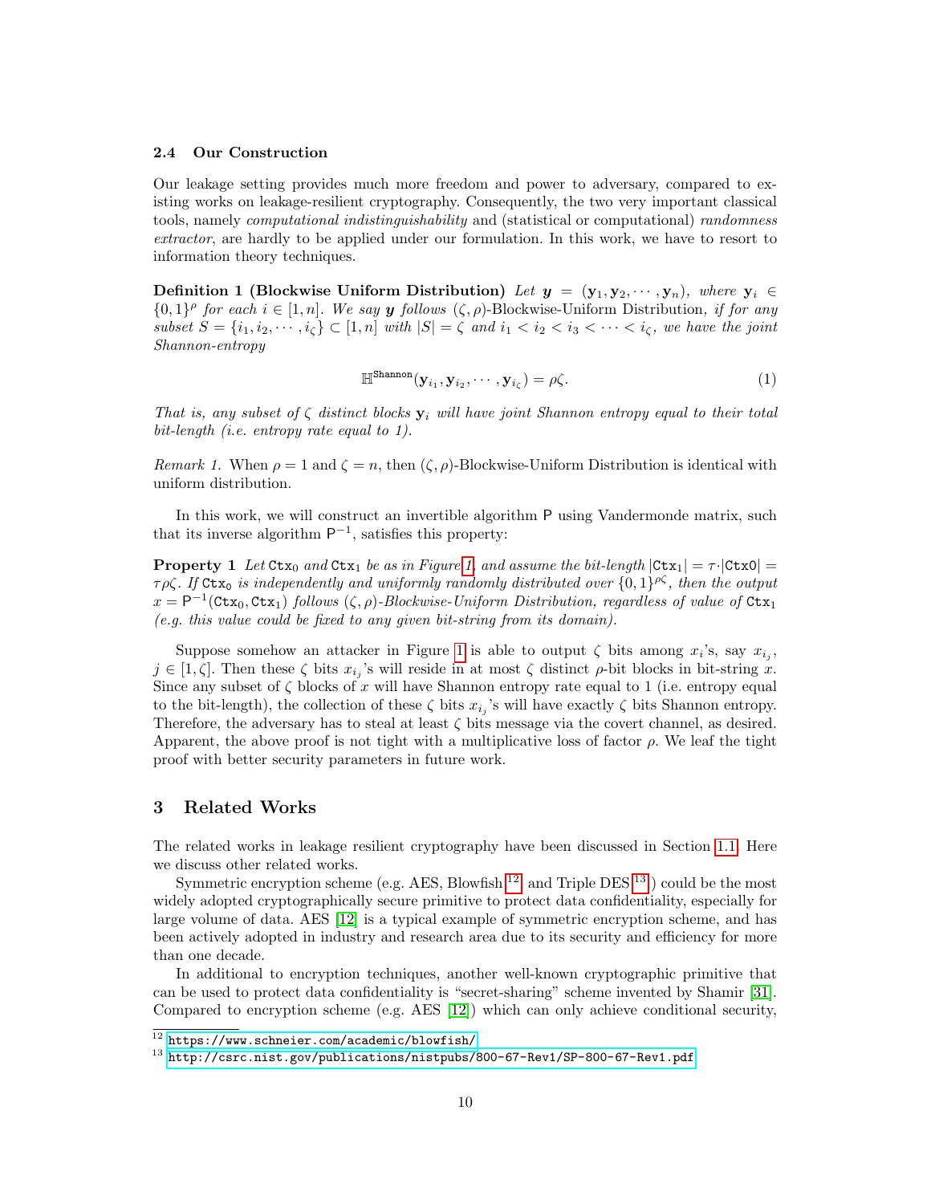### 2.4 Our Construction

Our leakage setting provides much more freedom and power to adversary, compared to existing works on leakage-resilient cryptography. Consequently, the two very important classical tools, namely *computational indistinguishability* and (statistical or computational) *randomness extractor*, are hardly to be applied under our formulation. In this work, we have to resort to information theory techniques.

**Definition 1 (Blockwise Uniform Distribution)** *Let $\boldsymbol{y} = (\mathbf{y}_1, \mathbf{y}_2, \cdots, \mathbf{y}_n)$, where $\mathbf{y}_i \in \{0,1\}^\rho$ for each $i \in [1, n]$. We say $\boldsymbol{y}$ follows $(\zeta, \rho)$-*Blockwise-Uniform Distribution*, if for any subset $S = \{i_1, i_2, \cdots, i_\zeta\} \subset [1, n]$ with $|S| = \zeta$ and $i_1 < i_2 < i_3 < \cdots < i_\zeta$, we have the joint Shannon-entropy*

$$\mathbb{H}^{\mathsf{Shannon}}(\mathbf{y}_{i_1}, \mathbf{y}_{i_2}, \cdots, \mathbf{y}_{i_\zeta}) = \rho\zeta. \tag{1}$$

*That is, any subset of $\zeta$ distinct blocks $\mathbf{y}_i$ will have joint Shannon entropy equal to their total bit-length (i.e. entropy rate equal to 1).*

*Remark 1.* When $\rho = 1$ and $\zeta = n$, then $(\zeta, \rho)$-Blockwise-Uniform Distribution is identical with uniform distribution.

In this work, we will construct an invertible algorithm $\mathsf{P}$ using Vandermonde matrix, such that its inverse algorithm $\mathsf{P}^{-1}$, satisfies this property:

**Property 1** *Let $\mathtt{Ctx}_0$ and $\mathtt{Ctx}_1$ be as in Figure 1, and assume the bit-length $|\mathtt{Ctx}_1| = \tau \cdot |\mathtt{Ctx0}| = \tau\rho\zeta$. If $\mathtt{Ctx}_0$ is independently and uniformly randomly distributed over $\{0,1\}^{\rho\zeta}$, then the output $x = \mathsf{P}^{-1}(\mathtt{Ctx}_0, \mathtt{Ctx}_1)$ follows $(\zeta, \rho)$-Blockwise-Uniform Distribution, regardless of value of $\mathtt{Ctx}_1$ (e.g. this value could be fixed to any given bit-string from its domain).*

Suppose somehow an attacker in Figure 1 is able to output $\zeta$ bits among $x_i$'s, say $x_{i_j}$, $j \in [1, \zeta]$. Then these $\zeta$ bits $x_{i_j}$'s will reside in at most $\zeta$ distinct $\rho$-bit blocks in bit-string $x$. Since any subset of $\zeta$ blocks of $x$ will have Shannon entropy rate equal to 1 (i.e. entropy equal to the bit-length), the collection of these $\zeta$ bits $x_{i_j}$'s will have exactly $\zeta$ bits Shannon entropy. Therefore, the adversary has to steal at least $\zeta$ bits message via the covert channel, as desired. Apparent, the above proof is not tight with a multiplicative loss of factor $\rho$. We leaf the tight proof with better security parameters in future work.

## 3 Related Works

The related works in leakage resilient cryptography have been discussed in Section 1.1. Here we discuss other related works.

Symmetric encryption scheme (e.g. AES, Blowfish [12] and Triple DES [13]) could be the most widely adopted cryptographically secure primitive to protect data confidentiality, especially for large volume of data. AES [12] is a typical example of symmetric encryption scheme, and has been actively adopted in industry and research area due to its security and efficiency for more than one decade.

In additional to encryption techniques, another well-known cryptographic primitive that can be used to protect data confidentiality is "secret-sharing" scheme invented by Shamir [31]. Compared to encryption scheme (e.g. AES [12]) which can only achieve conditional security,

[12] https://www.schneier.com/academic/blowfish/

[13] http://csrc.nist.gov/publications/nistpubs/800-67-Rev1/SP-800-67-Rev1.pdf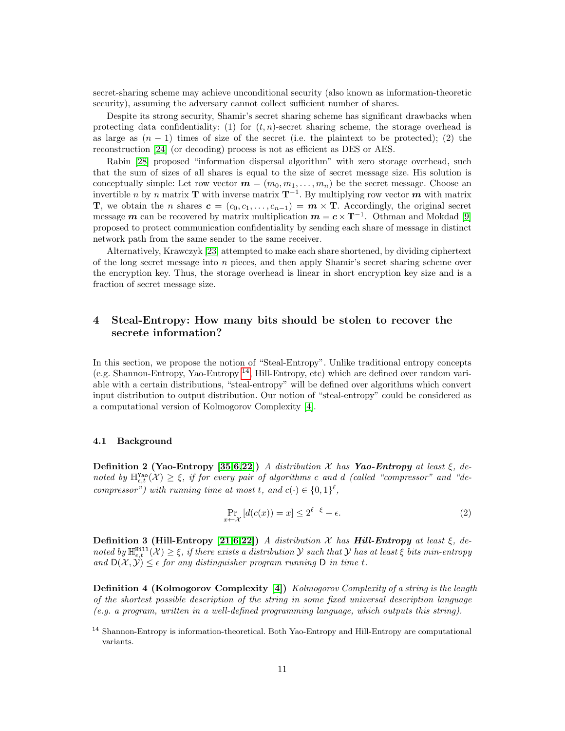secret-sharing scheme may achieve unconditional security (also known as information-theoretic security), assuming the adversary cannot collect sufficient number of shares.

Despite its strong security, Shamir's secret sharing scheme has significant drawbacks when protecting data confidentiality: (1) for $(t, n)$-secret sharing scheme, the storage overhead is as large as $(n-1)$ times of size of the secret (i.e. the plaintext to be protected); (2) the reconstruction [24] (or decoding) process is not as efficient as DES or AES.

Rabin [28] proposed "information dispersal algorithm" with zero storage overhead, such that the sum of sizes of all shares is equal to the size of secret message size. His solution is conceptually simple: Let row vector $\boldsymbol{m} = (m_0, m_1, \ldots, m_n)$ be the secret message. Choose an invertible $n$ by $n$ matrix $\mathbf{T}$ with inverse matrix $\mathbf{T}^{-1}$. By multiplying row vector $\boldsymbol{m}$ with matrix $\mathbf{T}$, we obtain the $n$ shares $\boldsymbol{c} = (c_0, c_1, \ldots, c_{n-1}) = \boldsymbol{m} \times \mathbf{T}$. Accordingly, the original secret message $\boldsymbol{m}$ can be recovered by matrix multiplication $\boldsymbol{m} = \boldsymbol{c} \times \mathbf{T}^{-1}$. Othman and Mokdad [9] proposed to protect communication confidentiality by sending each share of message in distinct network path from the same sender to the same receiver.

Alternatively, Krawczyk [23] attempted to make each share shortened, by dividing ciphertext of the long secret message into $n$ pieces, and then apply Shamir's secret sharing scheme over the encryption key. Thus, the storage overhead is linear in short encryption key size and is a fraction of secret message size.

## 4 Steal-Entropy: How many bits should be stolen to recover the secrete information?

In this section, we propose the notion of "Steal-Entropy". Unlike traditional entropy concepts (e.g. Shannon-Entropy, Yao-Entropy [14], Hill-Entropy, etc) which are defined over random variable with a certain distributions, "steal-entropy" will be defined over algorithms which convert input distribution to output distribution. Our notion of "steal-entropy" could be considered as a computational version of Kolmogorov Complexity [4].

### 4.1 Background

**Definition 2 (Yao-Entropy [35,6,22])** *A distribution $\mathcal{X}$ has* ***Yao-Entropy*** *at least $\xi$, denoted by $\mathbb{H}^{\mathtt{Yao}}_{\epsilon,t}(\mathcal{X}) \geq \xi$, if for every pair of algorithms $c$ and $d$ (called "compressor" and "decompressor") with running time at most $t$, and $c(\cdot) \in \{0,1\}^{\ell}$,*

$$\Pr_{x \leftarrow \mathcal{X}}[d(c(x)) = x] \leq 2^{\ell - \xi} + \epsilon. \tag{2}$$

**Definition 3 (Hill-Entropy [21,6,22])** *A distribution $\mathcal{X}$ has* ***Hill-Entropy*** *at least $\xi$, denoted by $\mathbb{H}^{\mathtt{Hill}}_{\epsilon,t}(\mathcal{X}) \geq \xi$, if there exists a distribution $\mathcal{Y}$ such that $\mathcal{Y}$ has at least $\xi$ bits min-entropy and $\mathsf{D}(\mathcal{X}, \mathcal{Y}) \leq \epsilon$ for any distinguisher program running $\mathsf{D}$ in time $t$.*

**Definition 4 (Kolmogorov Complexity [4])** *Kolmogorov Complexity of a string is the length of the shortest possible description of the string in some fixed universal description language (e.g. a program, written in a well-defined programming language, which outputs this string).*

---

[14] Shannon-Entropy is information-theoretical. Both Yao-Entropy and Hill-Entropy are computational variants.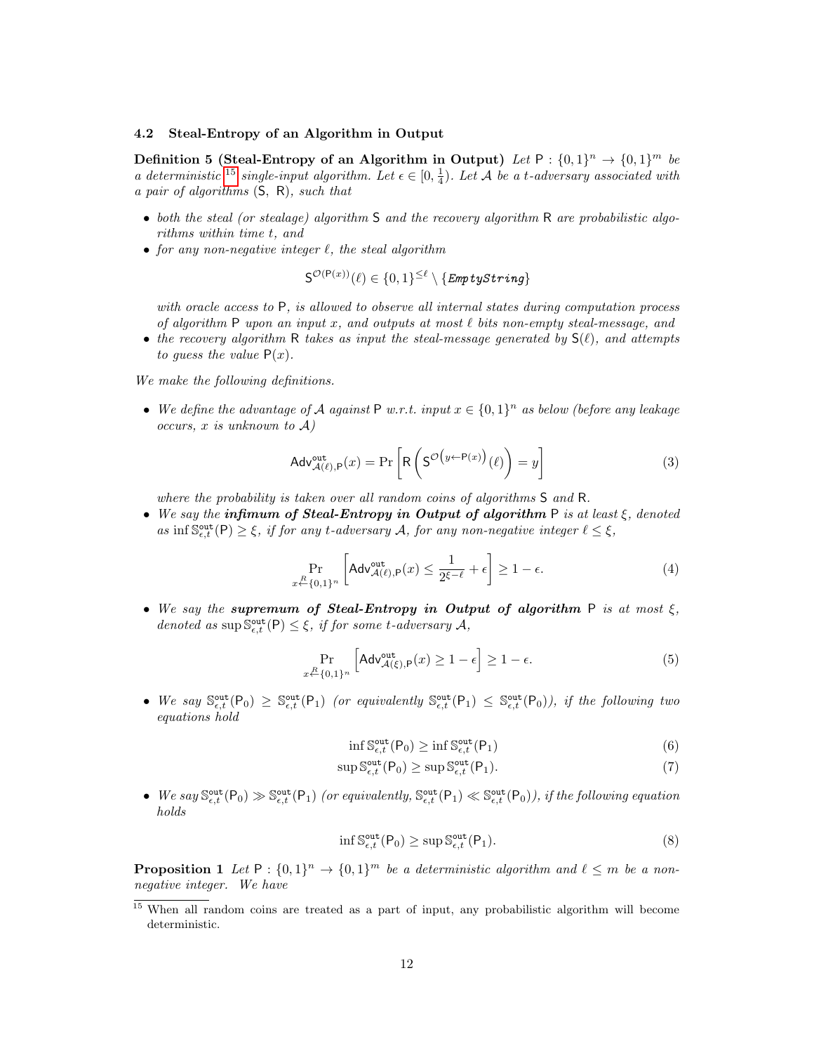### 4.2 Steal-Entropy of an Algorithm in Output

**Definition 5 (Steal-Entropy of an Algorithm in Output)** *Let $\mathsf{P} : \{0,1\}^n \to \{0,1\}^m$ be a deterministic*[15] *single-input algorithm. Let $\epsilon \in [0, \frac{1}{4})$. Let $\mathcal{A}$ be a $t$-adversary associated with a pair of algorithms $(\mathsf{S}, \mathsf{R})$, such that*

- *both the steal (or stealage) algorithm $\mathsf{S}$ and the recovery algorithm $\mathsf{R}$ are probabilistic algorithms within time $t$, and*
- *for any non-negative integer $\ell$, the steal algorithm*

$$\mathsf{S}^{\mathcal{O}(\mathsf{P}(x))}(\ell) \in \{0,1\}^{\leq \ell} \setminus \{\texttt{EmptyString}\}$$

  *with oracle access to $\mathsf{P}$, is allowed to observe all internal states during computation process of algorithm $\mathsf{P}$ upon an input $x$, and outputs at most $\ell$ bits non-empty steal-message, and*
- *the recovery algorithm $\mathsf{R}$ takes as input the steal-message generated by $\mathsf{S}(\ell)$, and attempts to guess the value $\mathsf{P}(x)$.*

*We make the following definitions.*

- *We define the advantage of $\mathcal{A}$ against $\mathsf{P}$ w.r.t. input $x \in \{0,1\}^n$ as below (before any leakage occurs, $x$ is unknown to $\mathcal{A}$)*

$$\mathsf{Adv}^{\mathsf{out}}_{\mathcal{A}(\ell),\mathsf{P}}(x) = \Pr\left[\mathsf{R}\left(\mathsf{S}^{\mathcal{O}\left(y \leftarrow \mathsf{P}(x)\right)}(\ell)\right) = y\right] \tag{3}$$

  *where the probability is taken over all random coins of algorithms $\mathsf{S}$ and $\mathsf{R}$.*
- *We say the **infimum of Steal-Entropy in Output of algorithm** $\mathsf{P}$ is at least $\xi$, denoted as $\inf \mathbb{S}^{\mathsf{out}}_{\epsilon,t}(\mathsf{P}) \geq \xi$, if for any $t$-adversary $\mathcal{A}$, for any non-negative integer $\ell \leq \xi$,*

$$\Pr_{x \xleftarrow{R} \{0,1\}^n}\left[\mathsf{Adv}^{\mathsf{out}}_{\mathcal{A}(\ell),\mathsf{P}}(x) \leq \frac{1}{2^{\xi-\ell}} + \epsilon\right] \geq 1 - \epsilon. \tag{4}$$

- *We say the **supremum of Steal-Entropy in Output of algorithm** $\mathsf{P}$ is at most $\xi$, denoted as $\sup \mathbb{S}^{\mathsf{out}}_{\epsilon,t}(\mathsf{P}) \leq \xi$, if for some $t$-adversary $\mathcal{A}$,*

$$\Pr_{x \xleftarrow{R} \{0,1\}^n}\left[\mathsf{Adv}^{\mathsf{out}}_{\mathcal{A}(\xi),\mathsf{P}}(x) \geq 1 - \epsilon\right] \geq 1 - \epsilon. \tag{5}$$

- *We say $\mathbb{S}^{\mathsf{out}}_{\epsilon,t}(\mathsf{P}_0) \geq \mathbb{S}^{\mathsf{out}}_{\epsilon,t}(\mathsf{P}_1)$ (or equivalently $\mathbb{S}^{\mathsf{out}}_{\epsilon,t}(\mathsf{P}_1) \leq \mathbb{S}^{\mathsf{out}}_{\epsilon,t}(\mathsf{P}_0)$), if the following two equations hold*

$$\inf \mathbb{S}^{\mathsf{out}}_{\epsilon,t}(\mathsf{P}_0) \geq \inf \mathbb{S}^{\mathsf{out}}_{\epsilon,t}(\mathsf{P}_1) \tag{6}$$

$$\sup \mathbb{S}^{\mathsf{out}}_{\epsilon,t}(\mathsf{P}_0) \geq \sup \mathbb{S}^{\mathsf{out}}_{\epsilon,t}(\mathsf{P}_1). \tag{7}$$

- *We say $\mathbb{S}^{\mathsf{out}}_{\epsilon,t}(\mathsf{P}_0) \gg \mathbb{S}^{\mathsf{out}}_{\epsilon,t}(\mathsf{P}_1)$ (or equivalently, $\mathbb{S}^{\mathsf{out}}_{\epsilon,t}(\mathsf{P}_1) \ll \mathbb{S}^{\mathsf{out}}_{\epsilon,t}(\mathsf{P}_0)$), if the following equation holds*

$$\inf \mathbb{S}^{\mathsf{out}}_{\epsilon,t}(\mathsf{P}_0) \geq \sup \mathbb{S}^{\mathsf{out}}_{\epsilon,t}(\mathsf{P}_1). \tag{8}$$

**Proposition 1** *Let $\mathsf{P} : \{0,1\}^n \to \{0,1\}^m$ be a deterministic algorithm and $\ell \leq m$ be a non-negative integer. We have*

[15] When all random coins are treated as a part of input, any probabilistic algorithm will become deterministic.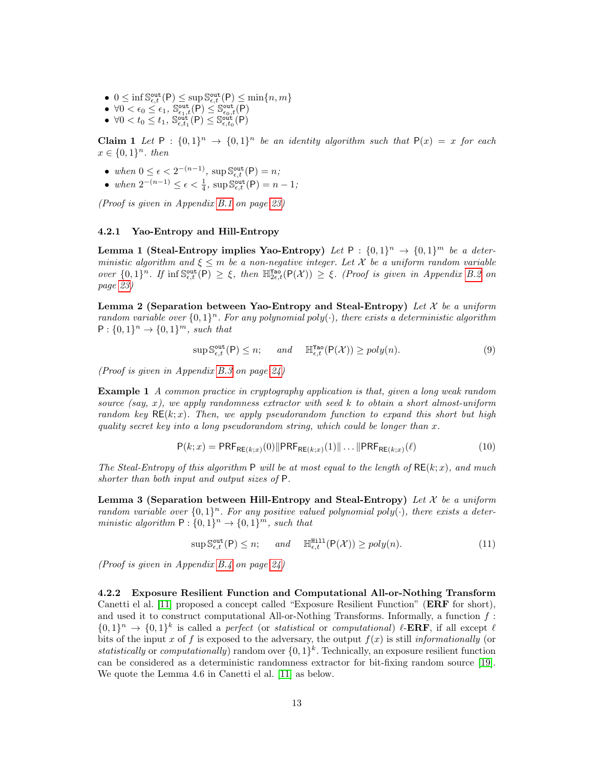- $0 \leq \inf \mathbb{S}^{\mathtt{out}}_{\epsilon,t}(\mathsf{P}) \leq \sup \mathbb{S}^{\mathtt{out}}_{\epsilon,t}(\mathsf{P}) \leq \min\{n, m\}$
- $\forall 0 < \epsilon_0 \leq \epsilon_1$, $\mathbb{S}^{\mathtt{out}}_{\epsilon_1,t}(\mathsf{P}) \leq \mathbb{S}^{\mathtt{out}}_{\epsilon_0,t}(\mathsf{P})$
- $\forall 0 < t_0 \leq t_1$, $\mathbb{S}^{\mathtt{out}}_{\epsilon,t_1}(\mathsf{P}) \leq \mathbb{S}^{\mathtt{out}}_{\epsilon,t_0}(\mathsf{P})$

**Claim 1** *Let $\mathsf{P} : \{0,1\}^n \to \{0,1\}^n$ be an identity algorithm such that $\mathsf{P}(x) = x$ for each $x \in \{0,1\}^n$. then*

- *when $0 \leq \epsilon < 2^{-(n-1)}$, $\sup \mathbb{S}^{\mathtt{out}}_{\epsilon,t}(\mathsf{P}) = n$;*
- *when $2^{-(n-1)} \leq \epsilon < \frac{1}{4}$, $\sup \mathbb{S}^{\mathtt{out}}_{\epsilon,t}(\mathsf{P}) = n - 1$;*

*(Proof is given in Appendix B.1 on page 23)*

#### 4.2.1 Yao-Entropy and Hill-Entropy

**Lemma 1 (Steal-Entropy implies Yao-Entropy)** *Let $\mathsf{P} : \{0,1\}^n \to \{0,1\}^m$ be a deterministic algorithm and $\xi \leq m$ be a non-negative integer. Let $\mathcal{X}$ be a uniform random variable over $\{0,1\}^n$. If $\inf \mathbb{S}^{\mathtt{out}}_{\epsilon,t}(\mathsf{P}) \geq \xi$, then $\mathbb{H}^{\mathtt{Yao}}_{2\epsilon,t}(\mathsf{P}(\mathcal{X})) \geq \xi$. (Proof is given in Appendix B.2 on page 23)*

**Lemma 2 (Separation between Yao-Entropy and Steal-Entropy)** *Let $\mathcal{X}$ be a uniform random variable over $\{0,1\}^n$. For any polynomial $poly(\cdot)$, there exists a deterministic algorithm $\mathsf{P} : \{0,1\}^n \to \{0,1\}^m$, such that*

$$\sup \mathbb{S}^{\mathtt{out}}_{\epsilon,t}(\mathsf{P}) \leq n; \qquad and \qquad \mathbb{H}^{\mathtt{Yao}}_{\epsilon,t}(\mathsf{P}(\mathcal{X})) \geq poly(n). \tag{9}$$

*(Proof is given in Appendix B.3 on page 24)*

**Example 1** *A common practice in cryptography application is that, given a long weak random source (say, $x$), we apply randomness extractor with seed $k$ to obtain a short almost-uniform random key $\mathsf{RE}(k;x)$. Then, we apply pseudorandom function to expand this short but high quality secret key into a long pseudorandom string, which could be longer than $x$.*

$$\mathsf{P}(k;x) = \mathsf{PRF}_{\mathsf{RE}(k;x)}(0) \| \mathsf{PRF}_{\mathsf{RE}(k;x)}(1) \| \ldots \| \mathsf{PRF}_{\mathsf{RE}(k;x)}(\ell) \tag{10}$$

*The Steal-Entropy of this algorithm $\mathsf{P}$ will be at most equal to the length of $\mathsf{RE}(k;x)$, and much shorter than both input and output sizes of $\mathsf{P}$.*

**Lemma 3 (Separation between Hill-Entropy and Steal-Entropy)** *Let $\mathcal{X}$ be a uniform random variable over $\{0,1\}^n$. For any positive valued polynomial $poly(\cdot)$, there exists a deterministic algorithm $\mathsf{P} : \{0,1\}^n \to \{0,1\}^m$, such that*

$$\sup \mathbb{S}^{\mathtt{out}}_{\epsilon,t}(\mathsf{P}) \leq n; \qquad and \qquad \mathbb{H}^{\mathtt{Hill}}_{\epsilon,t}(\mathsf{P}(\mathcal{X})) \geq poly(n). \tag{11}$$

*(Proof is given in Appendix B.4 on page 24)*

#### 4.2.2 Exposure Resilient Function and Computational All-or-Nothing Transform

Canetti el al. [11] proposed a concept called "Exposure Resilient Function" (**ERF** for short), and used it to construct computational All-or-Nothing Transforms. Informally, a function $f : \{0,1\}^n \to \{0,1\}^k$ is called a *perfect* (or *statistical* or *computational*) $\ell$-**ERF**, if all except $\ell$ bits of the input $x$ of $f$ is exposed to the adversary, the output $f(x)$ is still *informationally* (or *statistically* or *computationally*) random over $\{0,1\}^k$. Technically, an exposure resilient function can be considered as a deterministic randomness extractor for bit-fixing random source [19]. We quote the Lemma 4.6 in Canetti el al. [11] as below.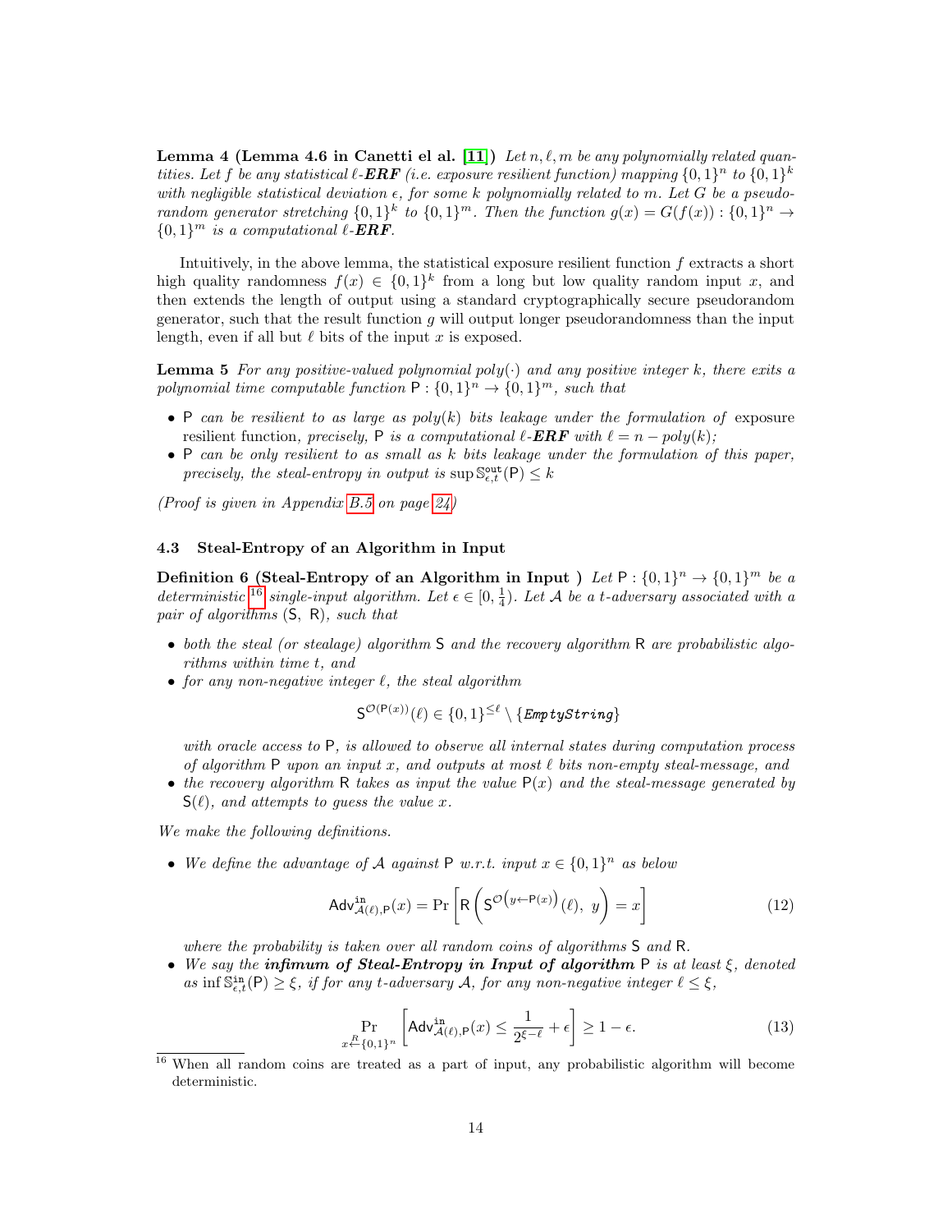**Lemma 4 (Lemma 4.6 in Canetti el al. [11])** *Let $n, \ell, m$ be any polynomially related quantities. Let $f$ be any statistical $\ell$-**ERF** (i.e. exposure resilient function) mapping $\{0,1\}^n$ to $\{0,1\}^k$ with negligible statistical deviation $\epsilon$, for some $k$ polynomially related to $m$. Let $G$ be a pseudorandom generator stretching $\{0,1\}^k$ to $\{0,1\}^m$. Then the function $g(x) = G(f(x)) : \{0,1\}^n \to \{0,1\}^m$ is a computational $\ell$-**ERF**.*

Intuitively, in the above lemma, the statistical exposure resilient function $f$ extracts a short high quality randomness $f(x) \in \{0,1\}^k$ from a long but low quality random input $x$, and then extends the length of output using a standard cryptographically secure pseudorandom generator, such that the result function $g$ will output longer pseudorandomness than the input length, even if all but $\ell$ bits of the input $x$ is exposed.

**Lemma 5** *For any positive-valued polynomial $poly(\cdot)$ and any positive integer $k$, there exits a polynomial time computable function $\mathsf{P} : \{0,1\}^n \to \{0,1\}^m$, such that*

- *$\mathsf{P}$ can be resilient to as large as $poly(k)$ bits leakage under the formulation of* exposure resilient function*, precisely, $\mathsf{P}$ is a computational $\ell$-**ERF** with $\ell = n - poly(k)$;*
- *$\mathsf{P}$ can be only resilient to as small as $k$ bits leakage under the formulation of this paper, precisely, the steal-entropy in output is $\sup \mathbb{S}^{\mathtt{out}}_{\epsilon,t}(\mathsf{P}) \leq k$*

*(Proof is given in Appendix B.5 on page 24)*

### 4.3 Steal-Entropy of an Algorithm in Input

**Definition 6 (Steal-Entropy of an Algorithm in Input )** *Let $\mathsf{P} : \{0,1\}^n \to \{0,1\}^m$ be a deterministic*[16] *single-input algorithm. Let $\epsilon \in [0, \frac{1}{4})$. Let $\mathcal{A}$ be a $t$-adversary associated with a pair of algorithms $(\mathsf{S}, \mathsf{R})$, such that*

- *both the steal (or stealage) algorithm $\mathsf{S}$ and the recovery algorithm $\mathsf{R}$ are probabilistic algorithms within time $t$, and*
- *for any non-negative integer $\ell$, the steal algorithm*

$$\mathsf{S}^{\mathcal{O}(\mathsf{P}(x))}(\ell) \in \{0,1\}^{\leq \ell} \setminus \{\mathtt{EmptyString}\}$$

  *with oracle access to $\mathsf{P}$, is allowed to observe all internal states during computation process of algorithm $\mathsf{P}$ upon an input $x$, and outputs at most $\ell$ bits non-empty steal-message, and*
- *the recovery algorithm $\mathsf{R}$ takes as input the value $\mathsf{P}(x)$ and the steal-message generated by $\mathsf{S}(\ell)$, and attempts to guess the value $x$.*

*We make the following definitions.*

- *We define the advantage of $\mathcal{A}$ against $\mathsf{P}$ w.r.t. input $x \in \{0,1\}^n$ as below*

$$\mathsf{Adv}^{\mathtt{in}}_{\mathcal{A}(\ell),\mathsf{P}}(x) = \Pr\left[\mathsf{R}\left(\mathsf{S}^{\mathcal{O}\left(y \leftarrow \mathsf{P}(x)\right)}(\ell),\ y\right) = x\right] \tag{12}$$

  *where the probability is taken over all random coins of algorithms $\mathsf{S}$ and $\mathsf{R}$.*
- *We say the **infimum of Steal-Entropy in Input of algorithm** $\mathsf{P}$ is at least $\xi$, denoted as $\inf \mathbb{S}^{\mathtt{in}}_{\epsilon,t}(\mathsf{P}) \geq \xi$, if for any $t$-adversary $\mathcal{A}$, for any non-negative integer $\ell \leq \xi$,*

$$\Pr_{x \xleftarrow{R} \{0,1\}^n}\left[\mathsf{Adv}^{\mathtt{in}}_{\mathcal{A}(\ell),\mathsf{P}}(x) \leq \frac{1}{2^{\xi-\ell}} + \epsilon\right] \geq 1 - \epsilon. \tag{13}$$

[16] When all random coins are treated as a part of input, any probabilistic algorithm will become deterministic.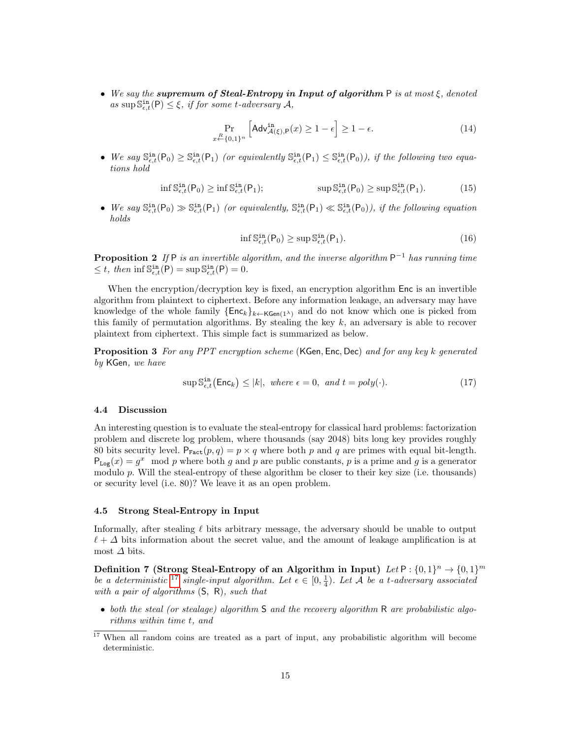- *We say the **supremum of Steal-Entropy in Input of algorithm** $\mathsf{P}$ is at most $\xi$, denoted as $\sup \mathbb{S}^{\mathtt{in}}_{\epsilon,t}(\mathsf{P}) \leq \xi$, if for some $t$-adversary $\mathcal{A}$,*

$$\Pr_{x \xleftarrow{R} \{0,1\}^n} \left[ \mathsf{Adv}^{\mathtt{in}}_{\mathcal{A}(\xi),\mathsf{P}}(x) \geq 1 - \epsilon \right] \geq 1 - \epsilon. \tag{14}$$

- *We say $\mathbb{S}^{\mathtt{in}}_{\epsilon,t}(\mathsf{P}_0) \geq \mathbb{S}^{\mathtt{in}}_{\epsilon,t}(\mathsf{P}_1)$ (or equivalently $\mathbb{S}^{\mathtt{in}}_{\epsilon,t}(\mathsf{P}_1) \leq \mathbb{S}^{\mathtt{in}}_{\epsilon,t}(\mathsf{P}_0)$), if the following two equations hold*

$$\inf \mathbb{S}^{\mathtt{in}}_{\epsilon,t}(\mathsf{P}_0) \geq \inf \mathbb{S}^{\mathtt{in}}_{\epsilon,t}(\mathsf{P}_1); \qquad \sup \mathbb{S}^{\mathtt{in}}_{\epsilon,t}(\mathsf{P}_0) \geq \sup \mathbb{S}^{\mathtt{in}}_{\epsilon,t}(\mathsf{P}_1). \tag{15}$$

- *We say $\mathbb{S}^{\mathtt{in}}_{\epsilon,t}(\mathsf{P}_0) \gg \mathbb{S}^{\mathtt{in}}_{\epsilon,t}(\mathsf{P}_1)$ (or equivalently, $\mathbb{S}^{\mathtt{in}}_{\epsilon,t}(\mathsf{P}_1) \ll \mathbb{S}^{\mathtt{in}}_{\epsilon,t}(\mathsf{P}_0)$), if the following equation holds*

$$\inf \mathbb{S}^{\mathtt{in}}_{\epsilon,t}(\mathsf{P}_0) \geq \sup \mathbb{S}^{\mathtt{in}}_{\epsilon,t}(\mathsf{P}_1). \tag{16}$$

**Proposition 2** *If $\mathsf{P}$ is an invertible algorithm, and the inverse algorithm $\mathsf{P}^{-1}$ has running time $\leq t$, then $\inf \mathbb{S}^{\mathtt{in}}_{\epsilon,t}(\mathsf{P}) = \sup \mathbb{S}^{\mathtt{in}}_{\epsilon,t}(\mathsf{P}) = 0$.*

When the encryption/decryption key is fixed, an encryption algorithm $\mathsf{Enc}$ is an invertible algorithm from plaintext to ciphertext. Before any information leakage, an adversary may have knowledge of the whole family $\{\mathsf{Enc}_k\}_{k \leftarrow \mathsf{KGen}(1^\lambda)}$ and do not know which one is picked from this family of permutation algorithms. By stealing the key $k$, an adversary is able to recover plaintext from ciphertext. This simple fact is summarized as below.

**Proposition 3** *For any PPT encryption scheme $(\mathsf{KGen}, \mathsf{Enc}, \mathsf{Dec})$ and for any key $k$ generated by $\mathsf{KGen}$, we have*

$$\sup \mathbb{S}^{\mathtt{in}}_{\epsilon,t}(\mathsf{Enc}_k) \leq |k|, \text{ where } \epsilon = 0, \text{ and } t = poly(\cdot). \tag{17}$$

### 4.4 Discussion

An interesting question is to evaluate the steal-entropy for classical hard problems: factorization problem and discrete log problem, where thousands (say 2048) bits long key provides roughly 80 bits security level. $\mathsf{P}_{\mathtt{Fact}}(p, q) = p \times q$ where both $p$ and $q$ are primes with equal bit-length. $\mathsf{P}_{\mathtt{Log}}(x) = g^x \mod p$ where both $g$ and $p$ are public constants, $p$ is a prime and $g$ is a generator modulo $p$. Will the steal-entropy of these algorithm be closer to their key size (i.e. thousands) or security level (i.e. 80)? We leave it as an open problem.

### 4.5 Strong Steal-Entropy in Input

Informally, after stealing $\ell$ bits arbitrary message, the adversary should be unable to output $\ell + \Delta$ bits information about the secret value, and the amount of leakage amplification is at most $\Delta$ bits.

**Definition 7 (Strong Steal-Entropy of an Algorithm in Input)** *Let $\mathsf{P} : \{0,1\}^n \to \{0,1\}^m$ be a deterministic [17] single-input algorithm. Let $\epsilon \in [0, \frac{1}{4})$. Let $\mathcal{A}$ be a $t$-adversary associated with a pair of algorithms $(\mathsf{S}, \mathsf{R})$, such that*

- *both the steal (or stealage) algorithm $\mathsf{S}$ and the recovery algorithm $\mathsf{R}$ are probabilistic algorithms within time $t$, and*

[17] When all random coins are treated as a part of input, any probabilistic algorithm will become deterministic.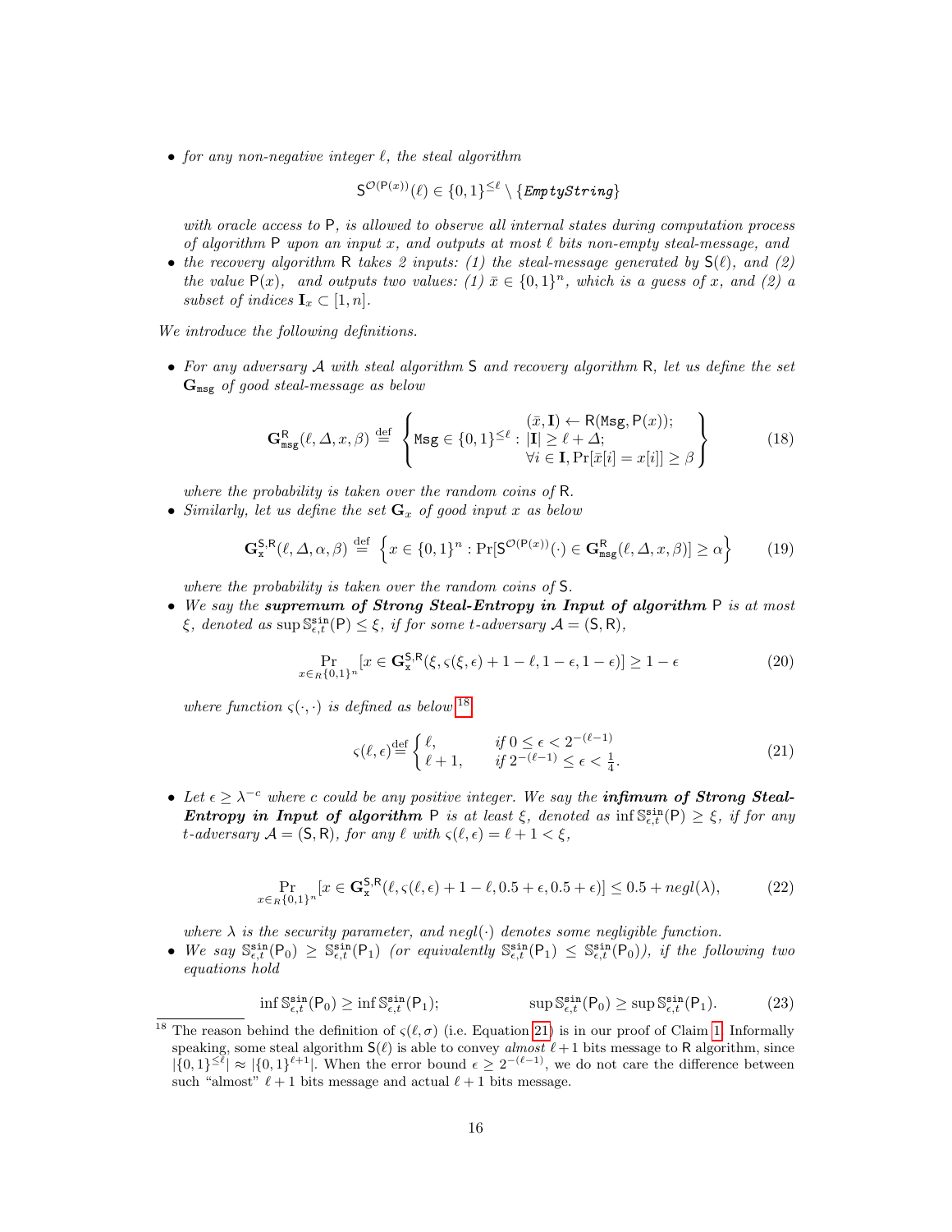- *for any non-negative integer $\ell$, the steal algorithm*

$$\mathsf{S}^{\mathcal{O}(\mathsf{P}(x))}(\ell) \in \{0,1\}^{\leq \ell} \setminus \{\textit{EmptyString}\}$$

*with oracle access to* $\mathsf{P}$, *is allowed to observe all internal states during computation process of algorithm* $\mathsf{P}$ *upon an input* $x$, *and outputs at most* $\ell$ *bits non-empty steal-message, and*

- *the recovery algorithm* $\mathsf{R}$ *takes 2 inputs: (1) the steal-message generated by* $\mathsf{S}(\ell)$, *and (2) the value* $\mathsf{P}(x)$, *and outputs two values: (1)* $\bar{x} \in \{0,1\}^n$, *which is a guess of* $x$, *and (2) a subset of indices* $\mathbf{I}_x \subset [1, n]$.

We introduce the following definitions.

- *For any adversary* $\mathcal{A}$ *with steal algorithm* $\mathsf{S}$ *and recovery algorithm* $\mathsf{R}$, *let us define the set* $\mathbf{G}_{\mathtt{msg}}$ *of good steal-message as below*

$$\mathbf{G}^{\mathsf{R}}_{\mathtt{msg}}(\ell, \Delta, x, \beta) \stackrel{\text{def}}{=} \left\{ \mathtt{Msg} \in \{0,1\}^{\leq \ell} : \begin{array}{c} (\bar{x}, \mathbf{I}) \leftarrow \mathsf{R}(\mathtt{Msg}, \mathsf{P}(x)); \\ |\mathbf{I}| \geq \ell + \Delta; \\ \forall i \in \mathbf{I}, \Pr[\bar{x}[i] = x[i]] \geq \beta \end{array} \right\} \tag{18}$$

*where the probability is taken over the random coins of* $\mathsf{R}$.

- *Similarly, let us define the set* $\mathbf{G}_x$ *of good input* $x$ *as below*

$$\mathbf{G}^{\mathsf{S},\mathsf{R}}_{\mathsf{x}}(\ell, \Delta, \alpha, \beta) \stackrel{\text{def}}{=} \left\{ x \in \{0,1\}^n : \Pr[\mathsf{S}^{\mathcal{O}(\mathsf{P}(x))}(\cdot) \in \mathbf{G}^{\mathsf{R}}_{\mathtt{msg}}(\ell, \Delta, x, \beta)] \geq \alpha \right\} \tag{19}$$

*where the probability is taken over the random coins of* $\mathsf{S}$.

- *We say the* ***supremum of Strong Steal-Entropy in Input of algorithm*** $\mathsf{P}$ *is at most* $\xi$, *denoted as* $\sup \mathbb{S}^{\mathtt{sin}}_{\epsilon,t}(\mathsf{P}) \leq \xi$, *if for some* $t$*-adversary* $\mathcal{A} = (\mathsf{S}, \mathsf{R})$,

$$\Pr_{x \in_R \{0,1\}^n}[x \in \mathbf{G}^{\mathsf{S},\mathsf{R}}_{\mathsf{x}}(\xi, \varsigma(\xi, \epsilon) + 1 - \ell, 1 - \epsilon, 1 - \epsilon)] \geq 1 - \epsilon \tag{20}$$

*where function* $\varsigma(\cdot, \cdot)$ *is defined as below*[18]

$$\varsigma(\ell, \epsilon) \stackrel{\text{def}}{=} \begin{cases} \ell, & \text{if } 0 \leq \epsilon < 2^{-(\ell-1)} \\ \ell + 1, & \text{if } 2^{-(\ell-1)} \leq \epsilon < \frac{1}{4}. \end{cases} \tag{21}$$

- *Let* $\epsilon \geq \lambda^{-c}$ *where* $c$ *could be any positive integer. We say the* ***infimum of Strong Steal-Entropy in Input of algorithm*** $\mathsf{P}$ *is at least* $\xi$, *denoted as* $\inf \mathbb{S}^{\mathtt{sin}}_{\epsilon,t}(\mathsf{P}) \geq \xi$, *if for any* $t$*-adversary* $\mathcal{A} = (\mathsf{S}, \mathsf{R})$, *for any* $\ell$ *with* $\varsigma(\ell, \epsilon) = \ell + 1 < \xi$,

$$\Pr_{x \in_R \{0,1\}^n}[x \in \mathbf{G}^{\mathsf{S},\mathsf{R}}_{\mathsf{x}}(\ell, \varsigma(\ell, \epsilon) + 1 - \ell, 0.5 + \epsilon, 0.5 + \epsilon)] \leq 0.5 + negl(\lambda), \tag{22}$$

*where* $\lambda$ *is the security parameter, and* $negl(\cdot)$ *denotes some negligible function.*

- *We say* $\mathbb{S}^{\mathtt{sin}}_{\epsilon,t}(\mathsf{P}_0) \geq \mathbb{S}^{\mathtt{sin}}_{\epsilon,t}(\mathsf{P}_1)$ *(or equivalently* $\mathbb{S}^{\mathtt{sin}}_{\epsilon,t}(\mathsf{P}_1) \leq \mathbb{S}^{\mathtt{sin}}_{\epsilon,t}(\mathsf{P}_0)$*), if the following two equations hold*

$$\inf \mathbb{S}^{\mathtt{sin}}_{\epsilon,t}(\mathsf{P}_0) \geq \inf \mathbb{S}^{\mathtt{sin}}_{\epsilon,t}(\mathsf{P}_1); \qquad \sup \mathbb{S}^{\mathtt{sin}}_{\epsilon,t}(\mathsf{P}_0) \geq \sup \mathbb{S}^{\mathtt{sin}}_{\epsilon,t}(\mathsf{P}_1). \tag{23}$$

---

[18] The reason behind the definition of $\varsigma(\ell, \sigma)$ (i.e. Equation 21) is in our proof of Claim 1. Informally speaking, some steal algorithm $\mathsf{S}(\ell)$ is able to convey *almost* $\ell + 1$ bits message to $\mathsf{R}$ algorithm, since $|\{0,1\}^{\leq \ell}| \approx |\{0,1\}^{\ell+1}|$. When the error bound $\epsilon \geq 2^{-(\ell-1)}$, we do not care the difference between such "almost" $\ell + 1$ bits message and actual $\ell + 1$ bits message.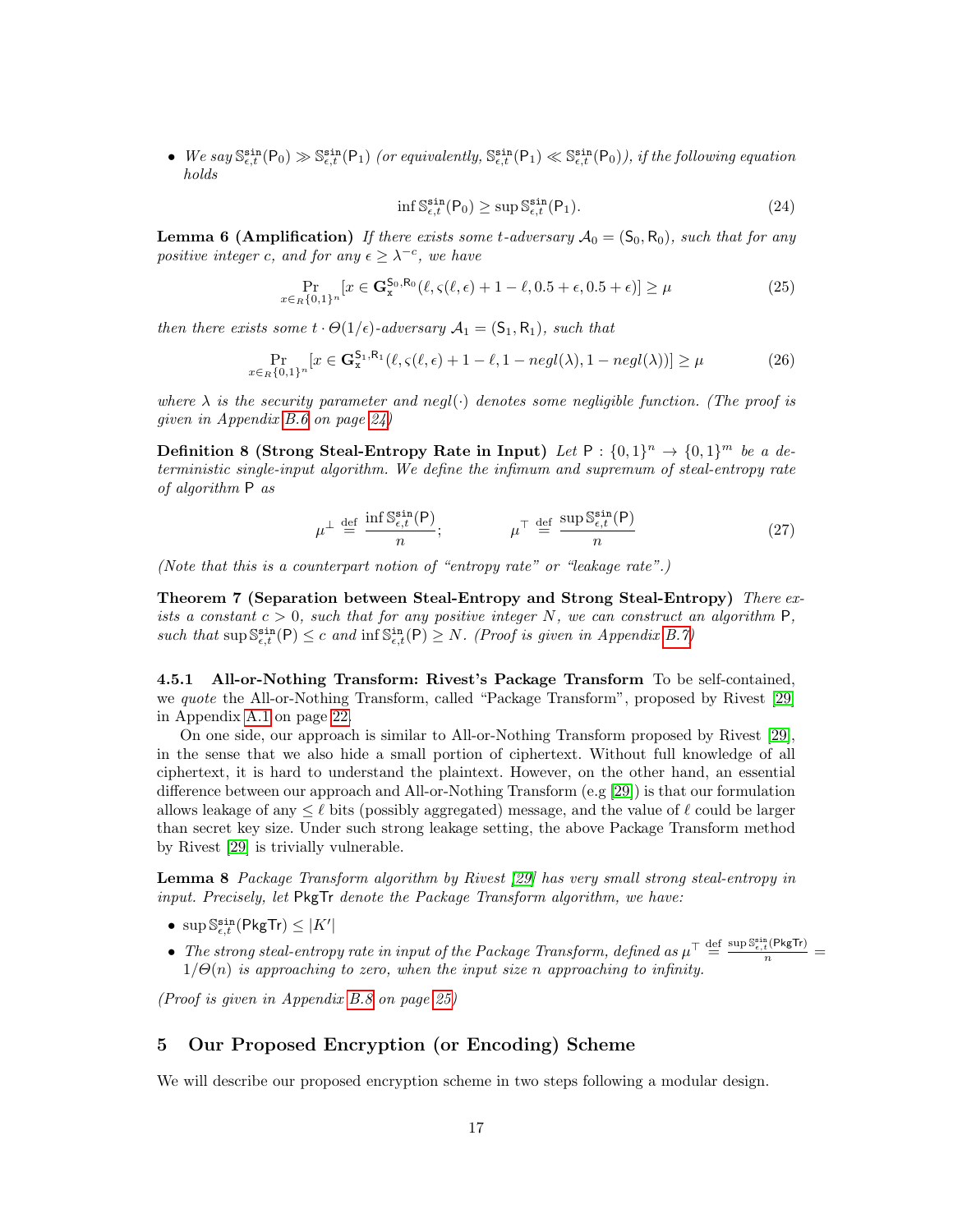- *We say* $\mathbb{S}^{\mathtt{sin}}_{\epsilon,t}(\mathsf{P}_0) \gg \mathbb{S}^{\mathtt{sin}}_{\epsilon,t}(\mathsf{P}_1)$ *(or equivalently,* $\mathbb{S}^{\mathtt{sin}}_{\epsilon,t}(\mathsf{P}_1) \ll \mathbb{S}^{\mathtt{sin}}_{\epsilon,t}(\mathsf{P}_0)$*), if the following equation holds*

$$\inf \mathbb{S}^{\mathtt{sin}}_{\epsilon,t}(\mathsf{P}_0) \geq \sup \mathbb{S}^{\mathtt{sin}}_{\epsilon,t}(\mathsf{P}_1). \tag{24}$$

**Lemma 6 (Amplification)** *If there exists some* $t$*-adversary* $\mathcal{A}_0 = (\mathsf{S}_0, \mathsf{R}_0)$*, such that for any positive integer* $c$*, and for any* $\epsilon \geq \lambda^{-c}$*, we have*

$$\Pr_{x \in_R \{0,1\}^n}[x \in \mathbf{G}^{\mathsf{S}_0,\mathsf{R}_0}_{\mathsf{x}}(\ell, \varsigma(\ell,\epsilon) + 1 - \ell, 0.5 + \epsilon, 0.5 + \epsilon)] \geq \mu \tag{25}$$

*then there exists some* $t \cdot \Theta(1/\epsilon)$*-adversary* $\mathcal{A}_1 = (\mathsf{S}_1, \mathsf{R}_1)$*, such that*

$$\Pr_{x \in_R \{0,1\}^n}[x \in \mathbf{G}^{\mathsf{S}_1,\mathsf{R}_1}_{\mathsf{x}}(\ell, \varsigma(\ell,\epsilon) + 1 - \ell, 1 - negl(\lambda), 1 - negl(\lambda))] \geq \mu \tag{26}$$

*where* $\lambda$ *is the security parameter and* $negl(\cdot)$ *denotes some negligible function. (The proof is given in Appendix B.6 on page 24)*

**Definition 8 (Strong Steal-Entropy Rate in Input)** *Let* $\mathsf{P} : \{0,1\}^n \to \{0,1\}^m$ *be a deterministic single-input algorithm. We define the infimum and supremum of steal-entropy rate of algorithm* $\mathsf{P}$ *as*

$$\mu^{\perp} \stackrel{\text{def}}{=} \frac{\inf \mathbb{S}^{\mathtt{sin}}_{\epsilon,t}(\mathsf{P})}{n}; \qquad\qquad \mu^{\top} \stackrel{\text{def}}{=} \frac{\sup \mathbb{S}^{\mathtt{sin}}_{\epsilon,t}(\mathsf{P})}{n} \tag{27}$$

*(Note that this is a counterpart notion of "entropy rate" or "leakage rate".)*

**Theorem 7 (Separation between Steal-Entropy and Strong Steal-Entropy)** *There exists a constant* $c > 0$*, such that for any positive integer* $N$*, we can construct an algorithm* $\mathsf{P}$*, such that* $\sup \mathbb{S}^{\mathtt{sin}}_{\epsilon,t}(\mathsf{P}) \leq c$ *and* $\inf \mathbb{S}^{\mathtt{in}}_{\epsilon,t}(\mathsf{P}) \geq N$*. (Proof is given in Appendix B.7)*

#### 4.5.1 All-or-Nothing Transform: Rivest's Package Transform

To be self-contained, we *quote* the All-or-Nothing Transform, called "Package Transform", proposed by Rivest [29] in Appendix A.1 on page 22.

On one side, our approach is similar to All-or-Nothing Transform proposed by Rivest [29], in the sense that we also hide a small portion of ciphertext. Without full knowledge of all ciphertext, it is hard to understand the plaintext. However, on the other hand, an essential difference between our approach and All-or-Nothing Transform (e.g [29]) is that our formulation allows leakage of any $\leq \ell$ bits (possibly aggregated) message, and the value of $\ell$ could be larger than secret key size. Under such strong leakage setting, the above Package Transform method by Rivest [29] is trivially vulnerable.

**Lemma 8** *Package Transform algorithm by Rivest [29] has very small strong steal-entropy in input. Precisely, let* $\mathsf{PkgTr}$ *denote the Package Transform algorithm, we have:*

- $\sup \mathbb{S}^{\mathtt{sin}}_{\epsilon,t}(\mathsf{PkgTr}) \leq |K'|$
- *The strong steal-entropy rate in input of the Package Transform, defined as* $\mu^{\top} \stackrel{\text{def}}{=} \frac{\sup \mathbb{S}^{\mathtt{sin}}_{\epsilon,t}(\mathsf{PkgTr})}{n} = 1/\Theta(n)$ *is approaching to zero, when the input size* $n$ *approaching to infinity.*

*(Proof is given in Appendix B.8 on page 25)*

## 5 Our Proposed Encryption (or Encoding) Scheme

We will describe our proposed encryption scheme in two steps following a modular design.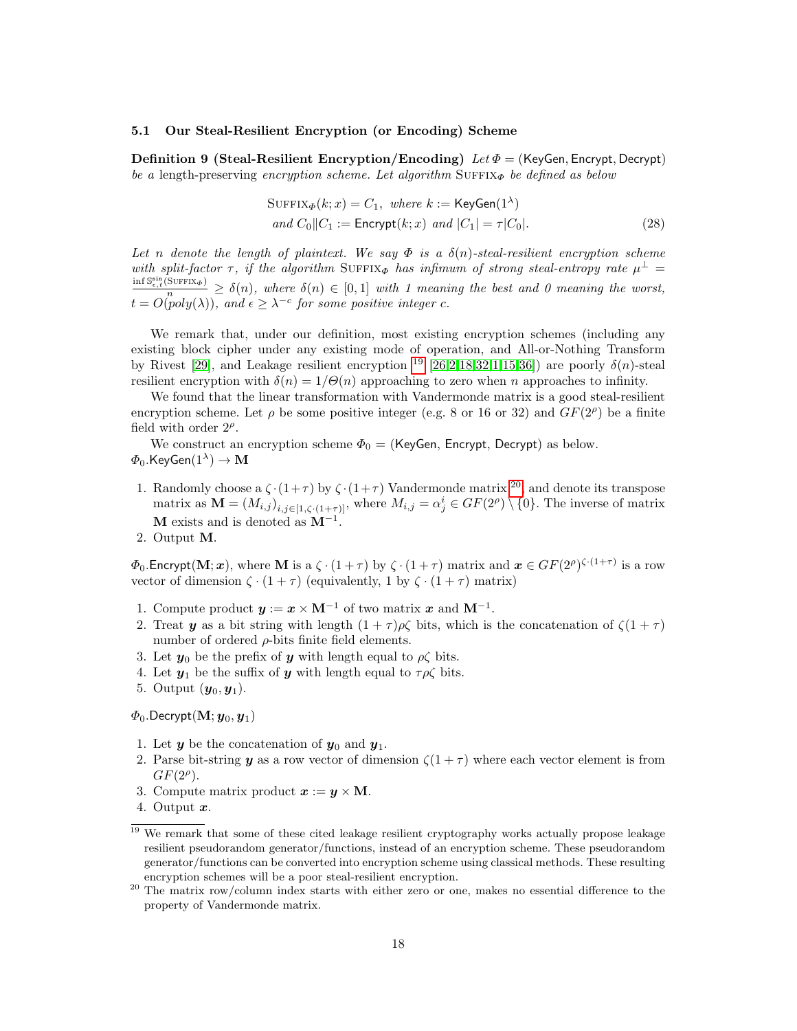### 5.1 Our Steal-Resilient Encryption (or Encoding) Scheme

**Definition 9 (Steal-Resilient Encryption/Encoding)** *Let $\Phi = (\mathsf{KeyGen}, \mathsf{Encrypt}, \mathsf{Decrypt})$ be a* length-preserving *encryption scheme. Let algorithm* $\textsc{Suffix}_\Phi$ *be defined as below*

$$\textsc{Suffix}_\Phi(k; x) = C_1, \text{ where } k := \mathsf{KeyGen}(1^\lambda)$$
$$\text{and } C_0 \| C_1 := \mathsf{Encrypt}(k; x) \text{ and } |C_1| = \tau |C_0|. \tag{28}$$

*Let $n$ denote the length of plaintext. We say $\Phi$ is a $\delta(n)$-steal-resilient encryption scheme with split-factor $\tau$, if the algorithm $\textsc{Suffix}_\Phi$ has infimum of strong steal-entropy rate $\mu^\perp = \frac{\inf \mathbb{S}^{\mathsf{sin}}_{\epsilon,t}(\textsc{Suffix}_\Phi)}{n} \geq \delta(n)$, where $\delta(n) \in [0, 1]$ with 1 meaning the best and 0 meaning the worst, $t = O(poly(\lambda))$, and $\epsilon \geq \lambda^{-c}$ for some positive integer $c$.*

We remark that, under our definition, most existing encryption schemes (including any existing block cipher under any existing mode of operation, and All-or-Nothing Transform by Rivest [29], and Leakage resilient encryption [19] [26,2,18,32,1,15,36]) are poorly $\delta(n)$-steal resilient encryption with $\delta(n) = 1/\Theta(n)$ approaching to zero when $n$ approaches to infinity.

We found that the linear transformation with Vandermonde matrix is a good steal-resilient encryption scheme. Let $\rho$ be some positive integer (e.g. 8 or 16 or 32) and $GF(2^\rho)$ be a finite field with order $2^\rho$.

We construct an encryption scheme $\Phi_0 = (\mathsf{KeyGen}, \mathsf{Encrypt}, \mathsf{Decrypt})$ as below.
$\Phi_0.\mathsf{KeyGen}(1^\lambda) \to \mathbf{M}$

1. Randomly choose a $\zeta \cdot (1+\tau)$ by $\zeta \cdot (1+\tau)$ Vandermonde matrix [20], and denote its transpose matrix as $\mathbf{M} = (M_{i,j})_{i,j \in [1, \zeta \cdot (1+\tau)]}$, where $M_{i,j} = \alpha_j^i \in GF(2^\rho) \setminus \{0\}$. The inverse of matrix $\mathbf{M}$ exists and is denoted as $\mathbf{M}^{-1}$.
2. Output $\mathbf{M}$.

$\Phi_0.\mathsf{Encrypt}(\mathbf{M}; \boldsymbol{x})$, where $\mathbf{M}$ is a $\zeta \cdot (1+\tau)$ by $\zeta \cdot (1+\tau)$ matrix and $\boldsymbol{x} \in GF(2^\rho)^{\zeta \cdot (1+\tau)}$ is a row vector of dimension $\zeta \cdot (1+\tau)$ (equivalently, 1 by $\zeta \cdot (1+\tau)$ matrix)

1. Compute product $\boldsymbol{y} := \boldsymbol{x} \times \mathbf{M}^{-1}$ of two matrix $\boldsymbol{x}$ and $\mathbf{M}^{-1}$.
2. Treat $\boldsymbol{y}$ as a bit string with length $(1+\tau)\rho\zeta$ bits, which is the concatenation of $\zeta(1+\tau)$ number of ordered $\rho$-bits finite field elements.
3. Let $\boldsymbol{y}_0$ be the prefix of $\boldsymbol{y}$ with length equal to $\rho\zeta$ bits.
4. Let $\boldsymbol{y}_1$ be the suffix of $\boldsymbol{y}$ with length equal to $\tau\rho\zeta$ bits.
5. Output $(\boldsymbol{y}_0, \boldsymbol{y}_1)$.

$\Phi_0.\mathsf{Decrypt}(\mathbf{M}; \boldsymbol{y}_0, \boldsymbol{y}_1)$

1. Let $\boldsymbol{y}$ be the concatenation of $\boldsymbol{y}_0$ and $\boldsymbol{y}_1$.
2. Parse bit-string $\boldsymbol{y}$ as a row vector of dimension $\zeta(1+\tau)$ where each vector element is from $GF(2^\rho)$.
3. Compute matrix product $\boldsymbol{x} := \boldsymbol{y} \times \mathbf{M}$.
4. Output $\boldsymbol{x}$.

---

[19] We remark that some of these cited leakage resilient cryptography works actually propose leakage resilient pseudorandom generator/functions, instead of an encryption scheme. These pseudorandom generator/functions can be converted into encryption scheme using classical methods. These resulting encryption schemes will be a poor steal-resilient encryption.

[20] The matrix row/column index starts with either zero or one, makes no essential difference to the property of Vandermonde matrix.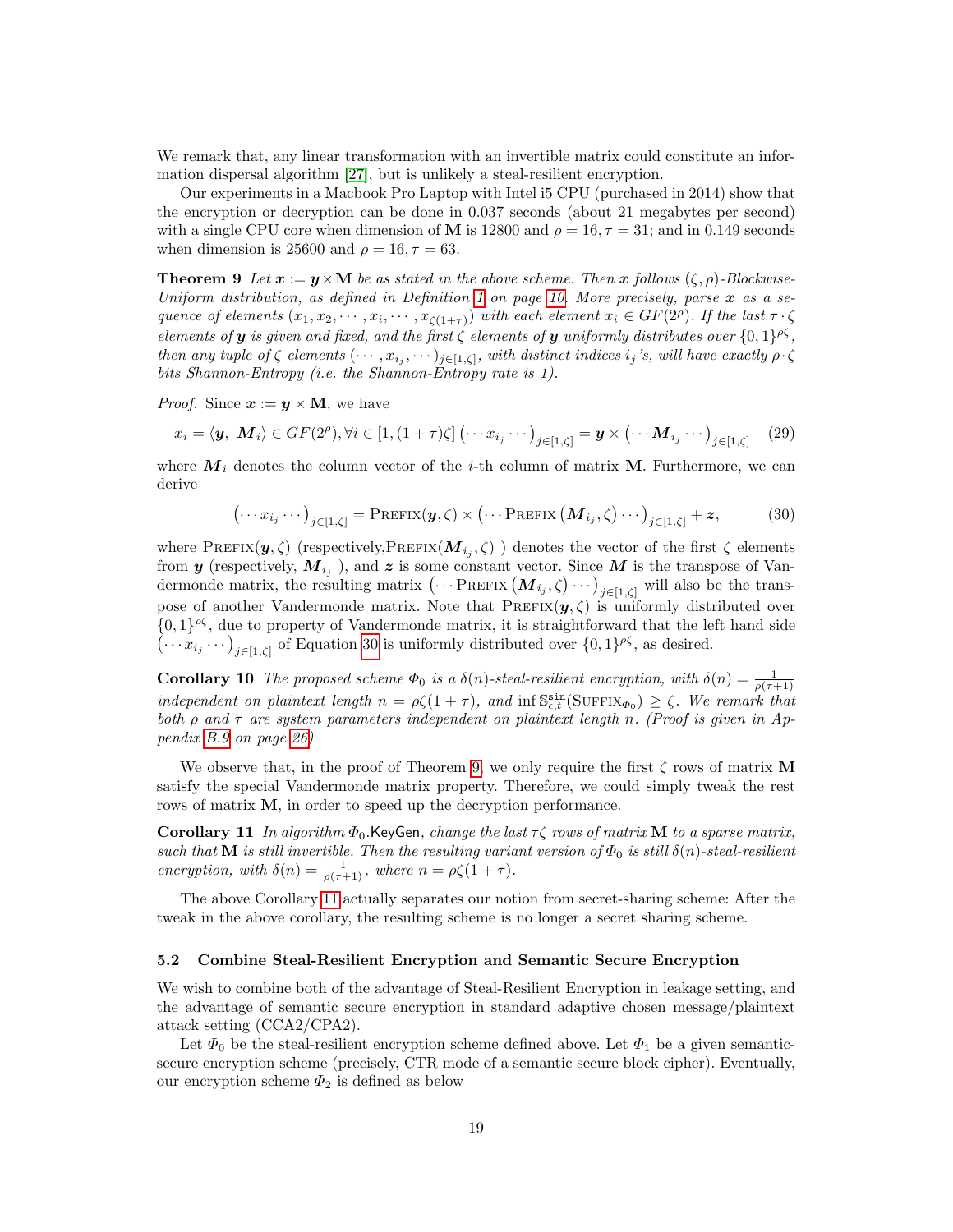We remark that, any linear transformation with an invertible matrix could constitute an information dispersal algorithm [27], but is unlikely a steal-resilient encryption.

Our experiments in a Macbook Pro Laptop with Intel i5 CPU (purchased in 2014) show that the encryption or decryption can be done in 0.037 seconds (about 21 megabytes per second) with a single CPU core when dimension of $\mathbf{M}$ is 12800 and $\rho = 16, \tau = 31$; and in 0.149 seconds when dimension is 25600 and $\rho = 16, \tau = 63$.

**Theorem 9** *Let $\boldsymbol{x} := \boldsymbol{y} \times \mathbf{M}$ be as stated in the above scheme. Then $\boldsymbol{x}$ follows $(\zeta, \rho)$-Blockwise-Uniform distribution, as defined in Definition 1 on page 10. More precisely, parse $\boldsymbol{x}$ as a sequence of elements $(x_1, x_2, \cdots, x_i, \cdots, x_{\zeta(1+\tau)})$ with each element $x_i \in GF(2^\rho)$. If the last $\tau \cdot \zeta$ elements of $\boldsymbol{y}$ is given and fixed, and the first $\zeta$ elements of $\boldsymbol{y}$ uniformly distributes over $\{0,1\}^{\rho\zeta}$, then any tuple of $\zeta$ elements $(\cdots, x_{i_j}, \cdots)_{j\in[1,\zeta]}$, with distinct indices $i_j$'s, will have exactly $\rho \cdot \zeta$ bits Shannon-Entropy (i.e. the Shannon-Entropy rate is 1).*

*Proof.* Since $\boldsymbol{x} := \boldsymbol{y} \times \mathbf{M}$, we have

$$x_i = \langle \boldsymbol{y},\ \boldsymbol{M}_i \rangle \in GF(2^\rho), \forall i \in [1, (1+\tau)\zeta] \left(\cdots x_{i_j} \cdots\right)_{j\in[1,\zeta]} = \boldsymbol{y} \times \left(\cdots \boldsymbol{M}_{i_j} \cdots\right)_{j\in[1,\zeta]} \quad (29)$$

where $\boldsymbol{M}_i$ denotes the column vector of the $i$-th column of matrix $\mathbf{M}$. Furthermore, we can derive

$$\left(\cdots x_{i_j} \cdots\right)_{j\in[1,\zeta]} = \textsc{Prefix}(\boldsymbol{y}, \zeta) \times \left(\cdots \textsc{Prefix}\left(\boldsymbol{M}_{i_j}, \zeta\right) \cdots\right)_{j\in[1,\zeta]} + \boldsymbol{z}, \quad (30)$$

where $\textsc{Prefix}(\boldsymbol{y}, \zeta)$ (respectively,$\textsc{Prefix}(\boldsymbol{M}_{i_j}, \zeta)$ ) denotes the vector of the first $\zeta$ elements from $\boldsymbol{y}$ (respectively, $\boldsymbol{M}_{i_j}$ ), and $\boldsymbol{z}$ is some constant vector. Since $\boldsymbol{M}$ is the transpose of Vandermonde matrix, the resulting matrix $\left(\cdots \textsc{Prefix}\left(\boldsymbol{M}_{i_j}, \zeta\right) \cdots\right)_{j\in[1,\zeta]}$ will also be the transpose of another Vandermonde matrix. Note that $\textsc{Prefix}(\boldsymbol{y}, \zeta)$ is uniformly distributed over $\{0,1\}^{\rho\zeta}$, due to property of Vandermonde matrix, it is straightforward that the left hand side $\left(\cdots x_{i_j} \cdots\right)_{j\in[1,\zeta]}$ of Equation 30 is uniformly distributed over $\{0,1\}^{\rho\zeta}$, as desired.

**Corollary 10** *The proposed scheme $\Phi_0$ is a $\delta(n)$-steal-resilient encryption, with $\delta(n) = \frac{1}{\rho(\tau+1)}$ independent on plaintext length $n = \rho\zeta(1+\tau)$, and $\inf \mathbb{S}^{\mathtt{sin}}_{\epsilon,t}(\textsc{Suffix}_{\Phi_0}) \geq \zeta$. We remark that both $\rho$ and $\tau$ are system parameters independent on plaintext length $n$. (Proof is given in Appendix B.9 on page 26)*

We observe that, in the proof of Theorem 9, we only require the first $\zeta$ rows of matrix $\mathbf{M}$ satisfy the special Vandermonde matrix property. Therefore, we could simply tweak the rest rows of matrix $\mathbf{M}$, in order to speed up the decryption performance.

**Corollary 11** *In algorithm $\Phi_0$.*$\mathsf{KeyGen}$*, change the last $\tau\zeta$ rows of matrix $\mathbf{M}$ to a sparse matrix, such that $\mathbf{M}$ is still invertible. Then the resulting variant version of $\Phi_0$ is still $\delta(n)$-steal-resilient encryption, with $\delta(n) = \frac{1}{\rho(\tau+1)}$, where $n = \rho\zeta(1+\tau)$.*

The above Corollary 11 actually separates our notion from secret-sharing scheme: After the tweak in the above corollary, the resulting scheme is no longer a secret sharing scheme.

### 5.2 Combine Steal-Resilient Encryption and Semantic Secure Encryption

We wish to combine both of the advantage of Steal-Resilient Encryption in leakage setting, and the advantage of semantic secure encryption in standard adaptive chosen message/plaintext attack setting (CCA2/CPA2).

Let $\Phi_0$ be the steal-resilient encryption scheme defined above. Let $\Phi_1$ be a given semantic-secure encryption scheme (precisely, CTR mode of a semantic secure block cipher). Eventually, our encryption scheme $\Phi_2$ is defined as below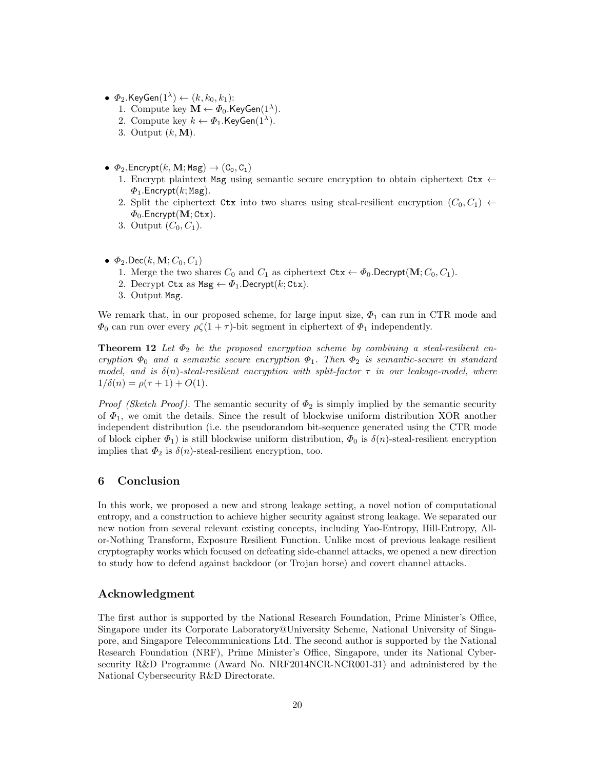- $\Phi_2$.KeyGen$(1^\lambda) \leftarrow (k, k_0, k_1)$:
  1. Compute key $\mathbf{M} \leftarrow \Phi_0$.KeyGen$(1^\lambda)$.
  2. Compute key $k \leftarrow \Phi_1$.KeyGen$(1^\lambda)$.
  3. Output $(k, \mathbf{M})$.

- $\Phi_2$.Encrypt$(k, \mathbf{M}; \texttt{Msg}) \rightarrow (\texttt{C}_0, \texttt{C}_1)$
  1. Encrypt plaintext Msg using semantic secure encryption to obtain ciphertext $\texttt{Ctx} \leftarrow \Phi_1$.Encrypt$(k; \texttt{Msg})$.
  2. Split the ciphertext Ctx into two shares using steal-resilient encryption $(C_0, C_1) \leftarrow \Phi_0$.Encrypt$(\mathbf{M}; \texttt{Ctx})$.
  3. Output $(C_0, C_1)$.

- $\Phi_2$.Dec$(k, \mathbf{M}; C_0, C_1)$
  1. Merge the two shares $C_0$ and $C_1$ as ciphertext $\texttt{Ctx} \leftarrow \Phi_0$.Decrypt$(\mathbf{M}; C_0, C_1)$.
  2. Decrypt Ctx as $\texttt{Msg} \leftarrow \Phi_1$.Decrypt$(k; \texttt{Ctx})$.
  3. Output Msg.

We remark that, in our proposed scheme, for large input size, $\Phi_1$ can run in CTR mode and $\Phi_0$ can run over every $\rho\zeta(1+\tau)$-bit segment in ciphertext of $\Phi_1$ independently.

**Theorem 12** *Let $\Phi_2$ be the proposed encryption scheme by combining a steal-resilient encryption $\Phi_0$ and a semantic secure encryption $\Phi_1$. Then $\Phi_2$ is semantic-secure in standard model, and is $\delta(n)$-steal-resilient encryption with split-factor $\tau$ in our leakage-model, where $1/\delta(n) = \rho(\tau+1) + O(1)$.*

*Proof (Sketch Proof).* The semantic security of $\Phi_2$ is simply implied by the semantic security of $\Phi_1$, we omit the details. Since the result of blockwise uniform distribution XOR another independent distribution (i.e. the pseudorandom bit-sequence generated using the CTR mode of block cipher $\Phi_1$) is still blockwise uniform distribution, $\Phi_0$ is $\delta(n)$-steal-resilient encryption implies that $\Phi_2$ is $\delta(n)$-steal-resilient encryption, too.

## 6 Conclusion

In this work, we proposed a new and strong leakage setting, a novel notion of computational entropy, and a construction to achieve higher security against strong leakage. We separated our new notion from several relevant existing concepts, including Yao-Entropy, Hill-Entropy, All-or-Nothing Transform, Exposure Resilient Function. Unlike most of previous leakage resilient cryptography works which focused on defeating side-channel attacks, we opened a new direction to study how to defend against backdoor (or Trojan horse) and covert channel attacks.

## Acknowledgment

The first author is supported by the National Research Foundation, Prime Minister's Office, Singapore under its Corporate Laboratory@University Scheme, National University of Singapore, and Singapore Telecommunications Ltd. The second author is supported by the National Research Foundation (NRF), Prime Minister's Office, Singapore, under its National Cybersecurity R&D Programme (Award No. NRF2014NCR-NCR001-31) and administered by the National Cybersecurity R&D Directorate.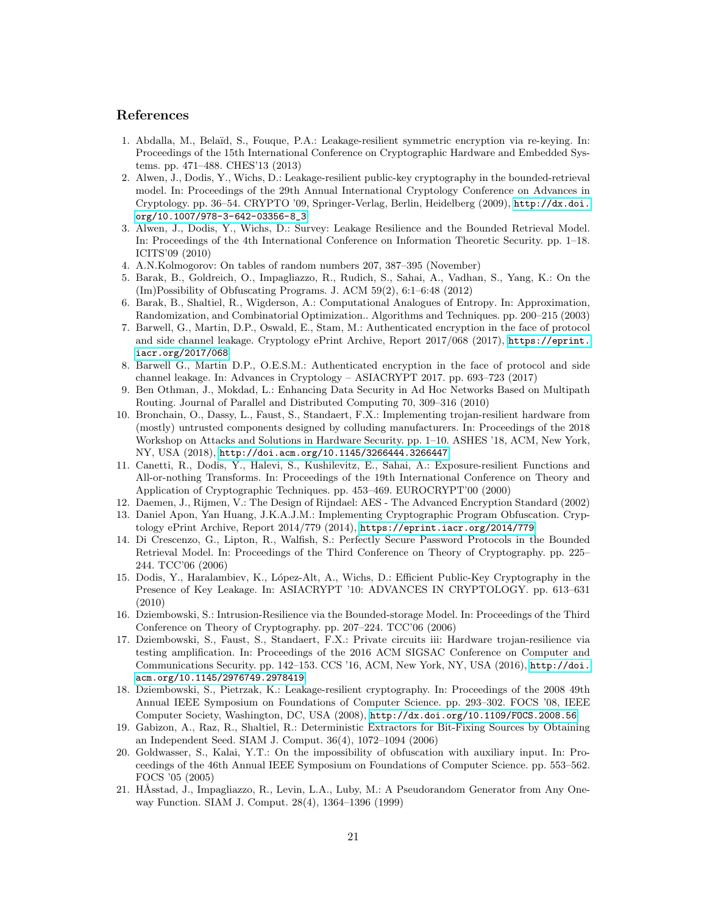## References

1. Abdalla, M., Belaïd, S., Fouque, P.A.: Leakage-resilient symmetric encryption via re-keying. In: Proceedings of the 15th International Conference on Cryptographic Hardware and Embedded Systems. pp. 471–488. CHES'13 (2013)
2. Alwen, J., Dodis, Y., Wichs, D.: Leakage-resilient public-key cryptography in the bounded-retrieval model. In: Proceedings of the 29th Annual International Cryptology Conference on Advances in Cryptology. pp. 36–54. CRYPTO '09, Springer-Verlag, Berlin, Heidelberg (2009), http://dx.doi.org/10.1007/978-3-642-03356-8_3
3. Alwen, J., Dodis, Y., Wichs, D.: Survey: Leakage Resilience and the Bounded Retrieval Model. In: Proceedings of the 4th International Conference on Information Theoretic Security. pp. 1–18. ICITS'09 (2010)
4. A.N.Kolmogorov: On tables of random numbers 207, 387–395 (November)
5. Barak, B., Goldreich, O., Impagliazzo, R., Rudich, S., Sahai, A., Vadhan, S., Yang, K.: On the (Im)Possibility of Obfuscating Programs. J. ACM 59(2), 6:1–6:48 (2012)
6. Barak, B., Shaltiel, R., Wigderson, A.: Computational Analogues of Entropy. In: Approximation, Randomization, and Combinatorial Optimization.. Algorithms and Techniques. pp. 200–215 (2003)
7. Barwell, G., Martin, D.P., Oswald, E., Stam, M.: Authenticated encryption in the face of protocol and side channel leakage. Cryptology ePrint Archive, Report 2017/068 (2017), https://eprint.iacr.org/2017/068
8. Barwell G., Martin D.P., O.E.S.M.: Authenticated encryption in the face of protocol and side channel leakage. In: Advances in Cryptology – ASIACRYPT 2017. pp. 693–723 (2017)
9. Ben Othman, J., Mokdad, L.: Enhancing Data Security in Ad Hoc Networks Based on Multipath Routing. Journal of Parallel and Distributed Computing 70, 309–316 (2010)
10. Bronchain, O., Dassy, L., Faust, S., Standaert, F.X.: Implementing trojan-resilient hardware from (mostly) untrusted components designed by colluding manufacturers. In: Proceedings of the 2018 Workshop on Attacks and Solutions in Hardware Security. pp. 1–10. ASHES '18, ACM, New York, NY, USA (2018), http://doi.acm.org/10.1145/3266444.3266447
11. Canetti, R., Dodis, Y., Halevi, S., Kushilevitz, E., Sahai, A.: Exposure-resilient Functions and All-or-nothing Transforms. In: Proceedings of the 19th International Conference on Theory and Application of Cryptographic Techniques. pp. 453–469. EUROCRYPT'00 (2000)
12. Daemen, J., Rijmen, V.: The Design of Rijndael: AES - The Advanced Encryption Standard (2002)
13. Daniel Apon, Yan Huang, J.K.A.J.M.: Implementing Cryptographic Program Obfuscation. Cryptology ePrint Archive, Report 2014/779 (2014), https://eprint.iacr.org/2014/779
14. Di Crescenzo, G., Lipton, R., Walfish, S.: Perfectly Secure Password Protocols in the Bounded Retrieval Model. In: Proceedings of the Third Conference on Theory of Cryptography. pp. 225–244. TCC'06 (2006)
15. Dodis, Y., Haralambiev, K., López-Alt, A., Wichs, D.: Efficient Public-Key Cryptography in the Presence of Key Leakage. In: ASIACRYPT '10: ADVANCES IN CRYPTOLOGY. pp. 613–631 (2010)
16. Dziembowski, S.: Intrusion-Resilience via the Bounded-storage Model. In: Proceedings of the Third Conference on Theory of Cryptography. pp. 207–224. TCC'06 (2006)
17. Dziembowski, S., Faust, S., Standaert, F.X.: Private circuits iii: Hardware trojan-resilience via testing amplification. In: Proceedings of the 2016 ACM SIGSAC Conference on Computer and Communications Security. pp. 142–153. CCS '16, ACM, New York, NY, USA (2016), http://doi.acm.org/10.1145/2976749.2978419
18. Dziembowski, S., Pietrzak, K.: Leakage-resilient cryptography. In: Proceedings of the 2008 49th Annual IEEE Symposium on Foundations of Computer Science. pp. 293–302. FOCS '08, IEEE Computer Society, Washington, DC, USA (2008), http://dx.doi.org/10.1109/FOCS.2008.56
19. Gabizon, A., Raz, R., Shaltiel, R.: Deterministic Extractors for Bit-Fixing Sources by Obtaining an Independent Seed. SIAM J. Comput. 36(4), 1072–1094 (2006)
20. Goldwasser, S., Kalai, Y.T.: On the impossibility of obfuscation with auxiliary input. In: Proceedings of the 46th Annual IEEE Symposium on Foundations of Computer Science. pp. 553–562. FOCS '05 (2005)
21. HÅsstad, J., Impagliazzo, R., Levin, L.A., Luby, M.: A Pseudorandom Generator from Any One-way Function. SIAM J. Comput. 28(4), 1364–1396 (1999)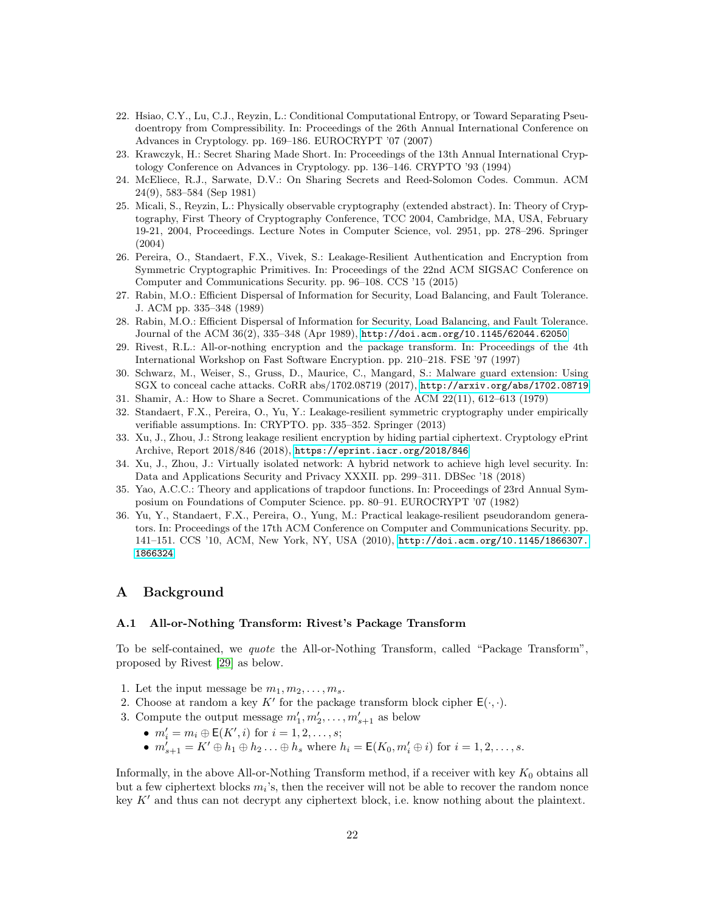22. Hsiao, C.Y., Lu, C.J., Reyzin, L.: Conditional Computational Entropy, or Toward Separating Pseudoentropy from Compressibility. In: Proceedings of the 26th Annual International Conference on Advances in Cryptology. pp. 169–186. EUROCRYPT '07 (2007)
23. Krawczyk, H.: Secret Sharing Made Short. In: Proceedings of the 13th Annual International Cryptology Conference on Advances in Cryptology. pp. 136–146. CRYPTO '93 (1994)
24. McEliece, R.J., Sarwate, D.V.: On Sharing Secrets and Reed-Solomon Codes. Commun. ACM 24(9), 583–584 (Sep 1981)
25. Micali, S., Reyzin, L.: Physically observable cryptography (extended abstract). In: Theory of Cryptography, First Theory of Cryptography Conference, TCC 2004, Cambridge, MA, USA, February 19-21, 2004, Proceedings. Lecture Notes in Computer Science, vol. 2951, pp. 278–296. Springer (2004)
26. Pereira, O., Standaert, F.X., Vivek, S.: Leakage-Resilient Authentication and Encryption from Symmetric Cryptographic Primitives. In: Proceedings of the 22nd ACM SIGSAC Conference on Computer and Communications Security. pp. 96–108. CCS '15 (2015)
27. Rabin, M.O.: Efficient Dispersal of Information for Security, Load Balancing, and Fault Tolerance. J. ACM pp. 335–348 (1989)
28. Rabin, M.O.: Efficient Dispersal of Information for Security, Load Balancing, and Fault Tolerance. Journal of the ACM 36(2), 335–348 (Apr 1989), http://doi.acm.org/10.1145/62044.62050
29. Rivest, R.L.: All-or-nothing encryption and the package transform. In: Proceedings of the 4th International Workshop on Fast Software Encryption. pp. 210–218. FSE '97 (1997)
30. Schwarz, M., Weiser, S., Gruss, D., Maurice, C., Mangard, S.: Malware guard extension: Using SGX to conceal cache attacks. CoRR abs/1702.08719 (2017), http://arxiv.org/abs/1702.08719
31. Shamir, A.: How to Share a Secret. Communications of the ACM 22(11), 612–613 (1979)
32. Standaert, F.X., Pereira, O., Yu, Y.: Leakage-resilient symmetric cryptography under empirically verifiable assumptions. In: CRYPTO. pp. 335–352. Springer (2013)
33. Xu, J., Zhou, J.: Strong leakage resilient encryption by hiding partial ciphertext. Cryptology ePrint Archive, Report 2018/846 (2018), https://eprint.iacr.org/2018/846
34. Xu, J., Zhou, J.: Virtually isolated network: A hybrid network to achieve high level security. In: Data and Applications Security and Privacy XXXII. pp. 299–311. DBSec '18 (2018)
35. Yao, A.C.C.: Theory and applications of trapdoor functions. In: Proceedings of 23rd Annual Symposium on Foundations of Computer Science. pp. 80–91. EUROCRYPT '07 (1982)
36. Yu, Y., Standaert, F.X., Pereira, O., Yung, M.: Practical leakage-resilient pseudorandom generators. In: Proceedings of the 17th ACM Conference on Computer and Communications Security. pp. 141–151. CCS '10, ACM, New York, NY, USA (2010), http://doi.acm.org/10.1145/1866307.1866324

# A Background

## A.1 All-or-Nothing Transform: Rivest's Package Transform

To be self-contained, we *quote* the All-or-Nothing Transform, called "Package Transform", proposed by Rivest [29] as below.

1. Let the input message be $m_1, m_2, \ldots, m_s$.
2. Choose at random a key $K'$ for the package transform block cipher $\mathsf{E}(\cdot,\cdot)$.
3. Compute the output message $m'_1, m'_2, \ldots, m'_{s+1}$ as below
   - $m'_i = m_i \oplus \mathsf{E}(K', i)$ for $i = 1, 2, \ldots, s$;
   - $m'_{s+1} = K' \oplus h_1 \oplus h_2 \ldots \oplus h_s$ where $h_i = \mathsf{E}(K_0, m'_i \oplus i)$ for $i = 1, 2, \ldots, s$.

Informally, in the above All-or-Nothing Transform method, if a receiver with key $K_0$ obtains all but a few ciphertext blocks $m_i$'s, then the receiver will not be able to recover the random nonce key $K'$ and thus can not decrypt any ciphertext block, i.e. know nothing about the plaintext.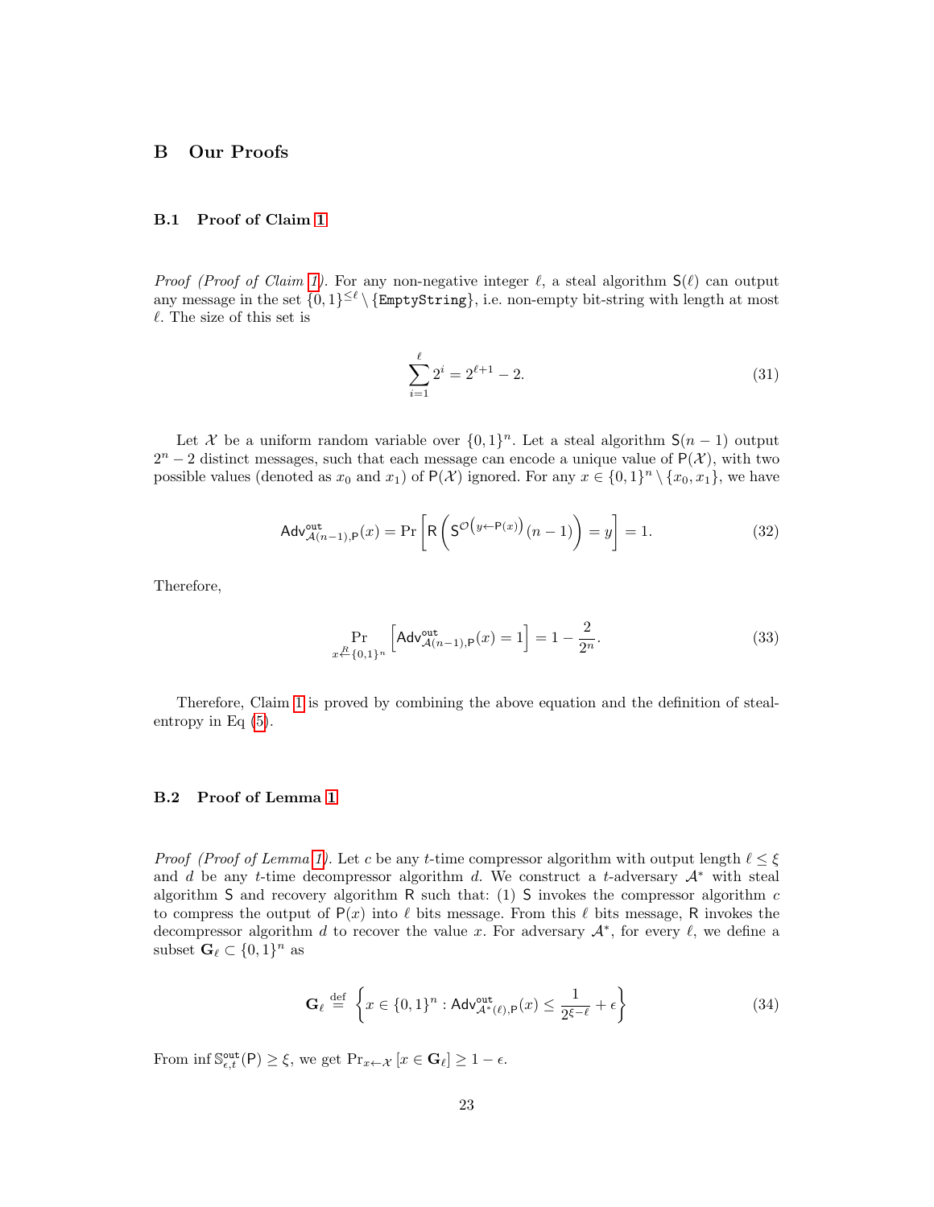## B Our Proofs

### B.1 Proof of Claim 1

*Proof (Proof of Claim 1).* For any non-negative integer $\ell$, a steal algorithm $\mathsf{S}(\ell)$ can output any message in the set $\{0,1\}^{\leq \ell} \setminus \{\texttt{EmptyString}\}$, i.e. non-empty bit-string with length at most $\ell$. The size of this set is

$$\sum_{i=1}^{\ell} 2^i = 2^{\ell+1} - 2. \tag{31}$$

Let $\mathcal{X}$ be a uniform random variable over $\{0,1\}^n$. Let a steal algorithm $\mathsf{S}(n-1)$ output $2^n - 2$ distinct messages, such that each message can encode a unique value of $\mathsf{P}(\mathcal{X})$, with two possible values (denoted as $x_0$ and $x_1$) of $\mathsf{P}(\mathcal{X})$ ignored. For any $x \in \{0,1\}^n \setminus \{x_0, x_1\}$, we have

$$\mathsf{Adv}^{\mathtt{out}}_{\mathcal{A}(n-1),\mathsf{P}}(x) = \Pr\left[\mathsf{R}\left(\mathsf{S}^{\mathcal{O}\left(y \leftarrow \mathsf{P}(x)\right)}(n-1)\right) = y\right] = 1. \tag{32}$$

Therefore,

$$\Pr_{x \xleftarrow{R} \{0,1\}^n}\left[\mathsf{Adv}^{\mathtt{out}}_{\mathcal{A}(n-1),\mathsf{P}}(x) = 1\right] = 1 - \frac{2}{2^n}. \tag{33}$$

Therefore, Claim 1 is proved by combining the above equation and the definition of steal-entropy in Eq (5).

### B.2 Proof of Lemma 1

*Proof (Proof of Lemma 1).* Let $c$ be any $t$-time compressor algorithm with output length $\ell \leq \xi$ and $d$ be any $t$-time decompressor algorithm $d$. We construct a $t$-adversary $\mathcal{A}^*$ with steal algorithm $\mathsf{S}$ and recovery algorithm $\mathsf{R}$ such that: (1) $\mathsf{S}$ invokes the compressor algorithm $c$ to compress the output of $\mathsf{P}(x)$ into $\ell$ bits message. From this $\ell$ bits message, $\mathsf{R}$ invokes the decompressor algorithm $d$ to recover the value $x$. For adversary $\mathcal{A}^*$, for every $\ell$, we define a subset $\mathbf{G}_\ell \subset \{0,1\}^n$ as

$$\mathbf{G}_\ell \overset{\text{def}}{=} \left\{x \in \{0,1\}^n : \mathsf{Adv}^{\mathtt{out}}_{\mathcal{A}^*(\ell),\mathsf{P}}(x) \leq \frac{1}{2^{\xi-\ell}} + \epsilon\right\} \tag{34}$$

From $\inf \mathbb{S}^{\mathtt{out}}_{\epsilon,t}(\mathsf{P}) \geq \xi$, we get $\Pr_{x \leftarrow \mathcal{X}}\left[x \in \mathbf{G}_\ell\right] \geq 1 - \epsilon$.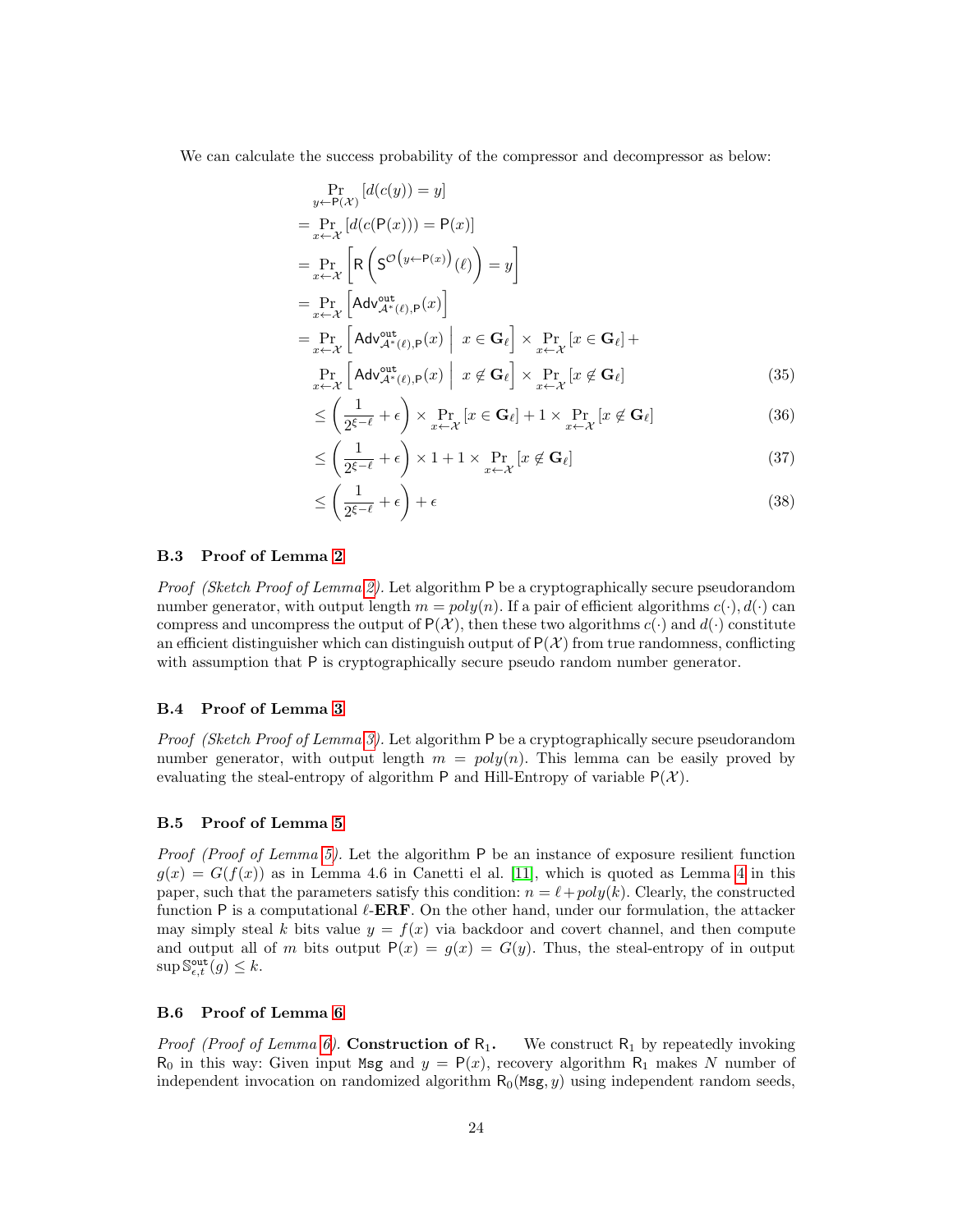We can calculate the success probability of the compressor and decompressor as below:

$$
\begin{aligned}
&\Pr_{y \leftarrow \mathsf{P}(\mathcal{X})}[d(c(y)) = y] \\
=& \Pr_{x \leftarrow \mathcal{X}}[d(c(\mathsf{P}(x))) = \mathsf{P}(x)] \\
=& \Pr_{x \leftarrow \mathcal{X}}\left[\mathsf{R}\left(\mathsf{S}^{\mathcal{O}\left(y \leftarrow \mathsf{P}(x)\right)}(\ell)\right) = y\right] \\
=& \Pr_{x \leftarrow \mathcal{X}}\left[\mathsf{Adv}^{\mathtt{out}}_{\mathcal{A}^*(\ell),\mathsf{P}}(x)\right] \\
=& \Pr_{x \leftarrow \mathcal{X}}\left[\mathsf{Adv}^{\mathtt{out}}_{\mathcal{A}^*(\ell),\mathsf{P}}(x) \;\middle|\; x \in \mathbf{G}_\ell\right] \times \Pr_{x \leftarrow \mathcal{X}}[x \in \mathbf{G}_\ell] + \\
& \Pr_{x \leftarrow \mathcal{X}}\left[\mathsf{Adv}^{\mathtt{out}}_{\mathcal{A}^*(\ell),\mathsf{P}}(x) \;\middle|\; x \notin \mathbf{G}_\ell\right] \times \Pr_{x \leftarrow \mathcal{X}}[x \notin \mathbf{G}_\ell] && (35) \\
\leq& \left(\frac{1}{2^{\xi-\ell}} + \epsilon\right) \times \Pr_{x \leftarrow \mathcal{X}}[x \in \mathbf{G}_\ell] + 1 \times \Pr_{x \leftarrow \mathcal{X}}[x \notin \mathbf{G}_\ell] && (36) \\
\leq& \left(\frac{1}{2^{\xi-\ell}} + \epsilon\right) \times 1 + 1 \times \Pr_{x \leftarrow \mathcal{X}}[x \notin \mathbf{G}_\ell] && (37) \\
\leq& \left(\frac{1}{2^{\xi-\ell}} + \epsilon\right) + \epsilon && (38)
\end{aligned}
$$

### B.3 Proof of Lemma 2

*Proof (Sketch Proof of Lemma 2).* Let algorithm $\mathsf{P}$ be a cryptographically secure pseudorandom number generator, with output length $m = poly(n)$. If a pair of efficient algorithms $c(\cdot), d(\cdot)$ can compress and uncompress the output of $\mathsf{P}(\mathcal{X})$, then these two algorithms $c(\cdot)$ and $d(\cdot)$ constitute an efficient distinguisher which can distinguish output of $\mathsf{P}(\mathcal{X})$ from true randomness, conflicting with assumption that $\mathsf{P}$ is cryptographically secure pseudo random number generator.

### B.4 Proof of Lemma 3

*Proof (Sketch Proof of Lemma 3).* Let algorithm $\mathsf{P}$ be a cryptographically secure pseudorandom number generator, with output length $m = poly(n)$. This lemma can be easily proved by evaluating the steal-entropy of algorithm $\mathsf{P}$ and Hill-Entropy of variable $\mathsf{P}(\mathcal{X})$.

### B.5 Proof of Lemma 5

*Proof (Proof of Lemma 5).* Let the algorithm $\mathsf{P}$ be an instance of exposure resilient function $g(x) = G(f(x))$ as in Lemma 4.6 in Canetti el al. [11], which is quoted as Lemma 4 in this paper, such that the parameters satisfy this condition: $n = \ell + poly(k)$. Clearly, the constructed function $\mathsf{P}$ is a computational $\ell$-**ERF**. On the other hand, under our formulation, the attacker may simply steal $k$ bits value $y = f(x)$ via backdoor and covert channel, and then compute and output all of $m$ bits output $\mathsf{P}(x) = g(x) = G(y)$. Thus, the steal-entropy of in output $\sup \mathbb{S}^{\mathtt{out}}_{\epsilon,t}(g) \leq k$.

### B.6 Proof of Lemma 6

*Proof (Proof of Lemma 6).* **Construction of $\mathsf{R}_1$.** We construct $\mathsf{R}_1$ by repeatedly invoking $\mathsf{R}_0$ in this way: Given input $\mathtt{Msg}$ and $y = \mathsf{P}(x)$, recovery algorithm $\mathsf{R}_1$ makes $N$ number of independent invocation on randomized algorithm $\mathsf{R}_0(\mathtt{Msg}, y)$ using independent random seeds,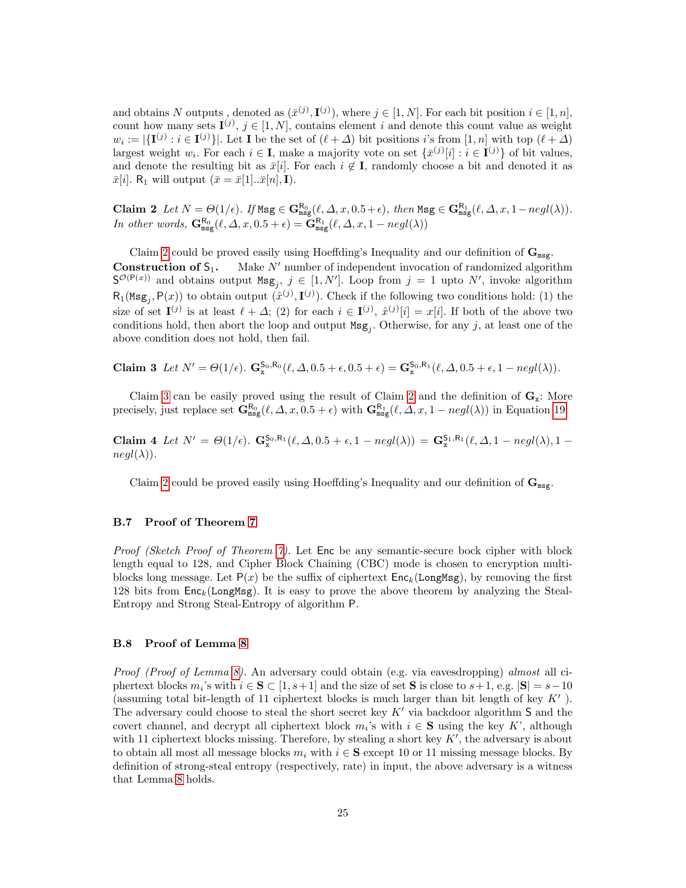and obtains $N$ outputs , denoted as $(\bar{x}^{(j)}, \mathbf{I}^{(j)})$, where $j \in [1, N]$. For each bit position $i \in [1, n]$, count how many sets $\mathbf{I}^{(j)}$, $j \in [1, N]$, contains element $i$ and denote this count value as weight $w_i := |\{\mathbf{I}^{(j)} : i \in \mathbf{I}^{(j)}\}|$. Let $\mathbf{I}$ be the set of $(\ell + \Delta)$ bit positions $i$'s from $[1, n]$ with top $(\ell + \Delta)$ largest weight $w_i$. For each $i \in \mathbf{I}$, make a majority vote on set $\{\bar{x}^{(j)}[i] : i \in \mathbf{I}^{(j)}\}$ of bit values, and denote the resulting bit as $\bar{x}[i]$. For each $i \notin \mathbf{I}$, randomly choose a bit and denoted it as $\bar{x}[i]$. $\mathsf{R}_1$ will output $(\bar{x} = \bar{x}[1]..\bar{x}[n], \mathbf{I})$.

**Claim 2** *Let $N = \Theta(1/\epsilon)$. If $\mathtt{Msg} \in \mathbf{G}_{\mathtt{msg}}^{\mathsf{R}_0}(\ell, \Delta, x, 0.5 + \epsilon)$, then $\mathtt{Msg} \in \mathbf{G}_{\mathtt{msg}}^{\mathsf{R}_1}(\ell, \Delta, x, 1 - negl(\lambda))$. In other words, $\mathbf{G}_{\mathtt{msg}}^{\mathsf{R}_0}(\ell, \Delta, x, 0.5 + \epsilon) = \mathbf{G}_{\mathtt{msg}}^{\mathsf{R}_1}(\ell, \Delta, x, 1 - negl(\lambda))$*

Claim 2 could be proved easily using Hoeffding's Inequality and our definition of $\mathbf{G}_{\mathtt{msg}}$.

**Construction of $\mathsf{S}_1$.** Make $N'$ number of independent invocation of randomized algorithm $\mathsf{S}^{\mathcal{O}(\mathsf{P}(x))}$ and obtains output $\mathtt{Msg}_j$, $j \in [1, N']$. Loop from $j = 1$ upto $N'$, invoke algorithm $\mathsf{R}_1(\mathtt{Msg}_j, \mathsf{P}(x))$ to obtain output $(\hat{x}^{(j)}, \mathbf{I}^{(j)})$. Check if the following two conditions hold: (1) the size of set $\mathbf{I}^{(j)}$ is at least $\ell + \Delta$; (2) for each $i \in \mathbf{I}^{(j)}$, $\hat{x}^{(j)}[i] = x[i]$. If both of the above two conditions hold, then abort the loop and output $\mathtt{Msg}_j$. Otherwise, for any $j$, at least one of the above condition does not hold, then fail.

**Claim 3** *Let $N' = \Theta(1/\epsilon)$. $\mathbf{G}_{\mathtt{x}}^{\mathsf{S}_0, \mathsf{R}_0}(\ell, \Delta, 0.5 + \epsilon, 0.5 + \epsilon) = \mathbf{G}_{\mathtt{x}}^{\mathsf{S}_0, \mathsf{R}_1}(\ell, \Delta, 0.5 + \epsilon, 1 - negl(\lambda))$.*

Claim 3 can be easily proved using the result of Claim 2 and the definition of $\mathbf{G}_{\mathtt{x}}$: More precisely, just replace set $\mathbf{G}_{\mathtt{msg}}^{\mathsf{R}_0}(\ell, \Delta, x, 0.5 + \epsilon)$ with $\mathbf{G}_{\mathtt{msg}}^{\mathsf{R}_1}(\ell, \Delta, x, 1 - negl(\lambda))$ in Equation 19.

**Claim 4** *Let $N' = \Theta(1/\epsilon)$. $\mathbf{G}_{\mathtt{x}}^{\mathsf{S}_0, \mathsf{R}_1}(\ell, \Delta, 0.5 + \epsilon, 1 - negl(\lambda)) = \mathbf{G}_{\mathtt{x}}^{\mathsf{S}_1, \mathsf{R}_1}(\ell, \Delta, 1 - negl(\lambda), 1 - negl(\lambda))$.*

Claim 2 could be proved easily using Hoeffding's Inequality and our definition of $\mathbf{G}_{\mathtt{msg}}$.

### B.7 Proof of Theorem 7

*Proof (Sketch Proof of Theorem 7).* Let $\mathsf{Enc}$ be any semantic-secure bock cipher with block length equal to 128, and Cipher Block Chaining (CBC) mode is chosen to encryption multi-blocks long message. Let $\mathsf{P}(x)$ be the suffix of ciphertext $\mathsf{Enc}_k(\mathtt{LongMsg})$, by removing the first 128 bits from $\mathsf{Enc}_k(\mathtt{LongMsg})$. It is easy to prove the above theorem by analyzing the Steal-Entropy and Strong Steal-Entropy of algorithm $\mathsf{P}$.

### B.8 Proof of Lemma 8

*Proof (Proof of Lemma 8).* An adversary could obtain (e.g. via eavesdropping) *almost* all ciphertext blocks $m_i$'s with $i \in \mathbf{S} \subset [1, s+1]$ and the size of set $\mathbf{S}$ is close to $s+1$, e.g. $|\mathbf{S}| = s - 10$ (assuming total bit-length of 11 ciphertext blocks is much larger than bit length of key $K'$ ). The adversary could choose to steal the short secret key $K'$ via backdoor algorithm $\mathsf{S}$ and the covert channel, and decrypt all ciphertext block $m_i$'s with $i \in \mathbf{S}$ using the key $K'$, although with 11 ciphertext blocks missing. Therefore, by stealing a short key $K'$, the adversary is about to obtain all most all message blocks $m_i$ with $i \in \mathbf{S}$ except 10 or 11 missing message blocks. By definition of strong-steal entropy (respectively, rate) in input, the above adversary is a witness that Lemma 8 holds.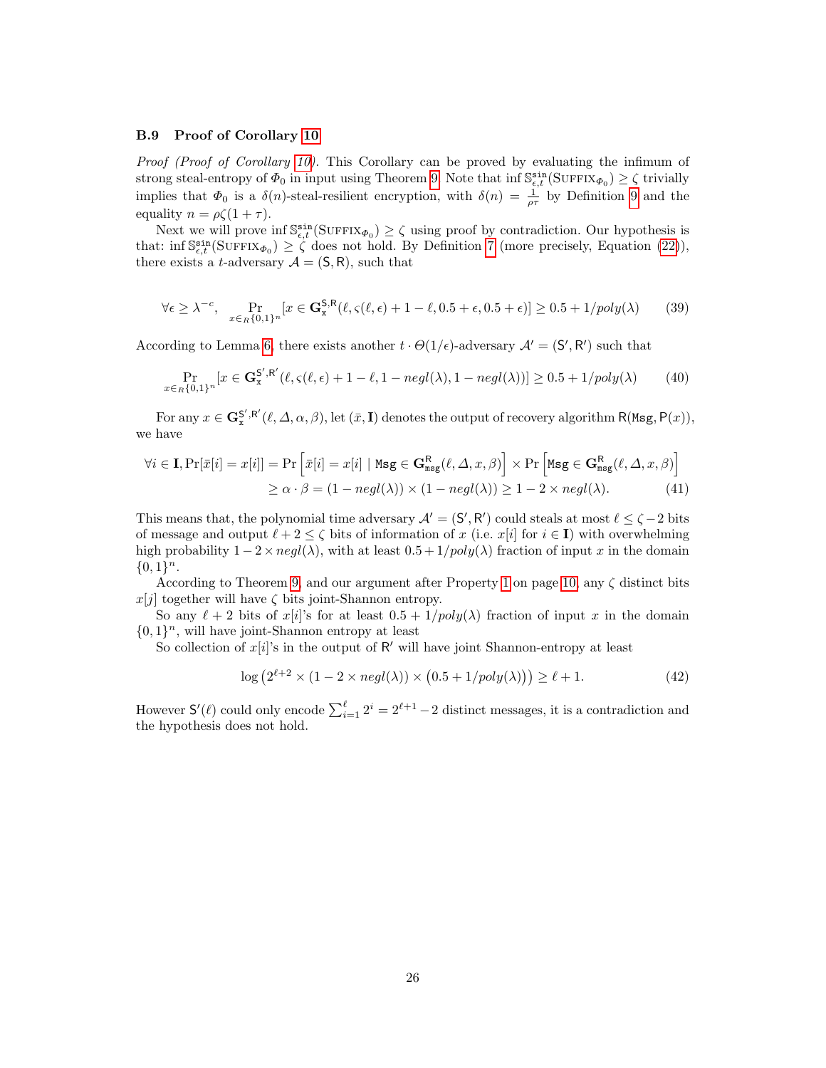### B.9 Proof of Corollary 10

*Proof (Proof of Corollary 10).* This Corollary can be proved by evaluating the infimum of strong steal-entropy of $\Phi_0$ in input using Theorem 9. Note that $\inf \mathbb{S}^{\mathtt{sin}}_{\epsilon,t}(\textsc{Suffix}_{\Phi_0}) \geq \zeta$ trivially implies that $\Phi_0$ is a $\delta(n)$-steal-resilient encryption, with $\delta(n) = \frac{1}{\rho\tau}$ by Definition 9 and the equality $n = \rho\zeta(1+\tau)$.

Next we will prove $\inf \mathbb{S}^{\mathtt{sin}}_{\epsilon,t}(\textsc{Suffix}_{\Phi_0}) \geq \zeta$ using proof by contradiction. Our hypothesis is that: $\inf \mathbb{S}^{\mathtt{sin}}_{\epsilon,t}(\textsc{Suffix}_{\Phi_0}) \geq \zeta$ does not hold. By Definition 7 (more precisely, Equation (22)), there exists a $t$-adversary $\mathcal{A} = (\mathsf{S}, \mathsf{R})$, such that

$$\forall \epsilon \geq \lambda^{-c}, \quad \Pr_{x \in_R \{0,1\}^n}[x \in \mathbf{G}^{\mathsf{S},\mathsf{R}}_{\mathtt{x}}(\ell, \varsigma(\ell,\epsilon) + 1 - \ell, 0.5 + \epsilon, 0.5 + \epsilon)] \geq 0.5 + 1/poly(\lambda) \tag{39}$$

According to Lemma 6, there exists another $t \cdot \Theta(1/\epsilon)$-adversary $\mathcal{A}' = (\mathsf{S}', \mathsf{R}')$ such that

$$\Pr_{x \in_R \{0,1\}^n}[x \in \mathbf{G}^{\mathsf{S}',\mathsf{R}'}_{\mathtt{x}}(\ell, \varsigma(\ell,\epsilon) + 1 - \ell, 1 - negl(\lambda), 1 - negl(\lambda))] \geq 0.5 + 1/poly(\lambda) \tag{40}$$

For any $x \in \mathbf{G}^{\mathsf{S}',\mathsf{R}'}_{\mathtt{x}}(\ell, \varDelta, \alpha, \beta)$, let $(\bar{x}, \mathbf{I})$ denotes the output of recovery algorithm $\mathsf{R}(\mathtt{Msg}, \mathsf{P}(x))$, we have

$$\begin{aligned}
\forall i \in \mathbf{I}, \Pr[\bar{x}[i] = x[i]] &= \Pr\left[\bar{x}[i] = x[i] \mid \mathtt{Msg} \in \mathbf{G}^{\mathsf{R}}_{\mathtt{msg}}(\ell, \varDelta, x, \beta)\right] \times \Pr\left[\mathtt{Msg} \in \mathbf{G}^{\mathsf{R}}_{\mathtt{msg}}(\ell, \varDelta, x, \beta)\right] \\
&\geq \alpha \cdot \beta = (1 - negl(\lambda)) \times (1 - negl(\lambda)) \geq 1 - 2 \times negl(\lambda). 
\end{aligned} \tag{41}$$

This means that, the polynomial time adversary $\mathcal{A}' = (\mathsf{S}', \mathsf{R}')$ could steals at most $\ell \leq \zeta - 2$ bits of message and output $\ell + 2 \leq \zeta$ bits of information of $x$ (i.e. $x[i]$ for $i \in \mathbf{I}$) with overwhelming high probability $1 - 2 \times negl(\lambda)$, with at least $0.5 + 1/poly(\lambda)$ fraction of input $x$ in the domain $\{0,1\}^n$.

According to Theorem 9, and our argument after Property 1 on page 10, any $\zeta$ distinct bits $x[j]$ together will have $\zeta$ bits joint-Shannon entropy.

So any $\ell + 2$ bits of $x[i]$'s for at least $0.5 + 1/poly(\lambda)$ fraction of input $x$ in the domain $\{0,1\}^n$, will have joint-Shannon entropy at least

So collection of $x[i]$'s in the output of $\mathsf{R}'$ will have joint Shannon-entropy at least

$$\log\left(2^{\ell+2} \times (1 - 2 \times negl(\lambda)) \times \left(0.5 + 1/poly(\lambda)\right)\right) \geq \ell + 1. \tag{42}$$

However $\mathsf{S}'(\ell)$ could only encode $\sum_{i=1}^{\ell} 2^i = 2^{\ell+1} - 2$ distinct messages, it is a contradiction and the hypothesis does not hold.